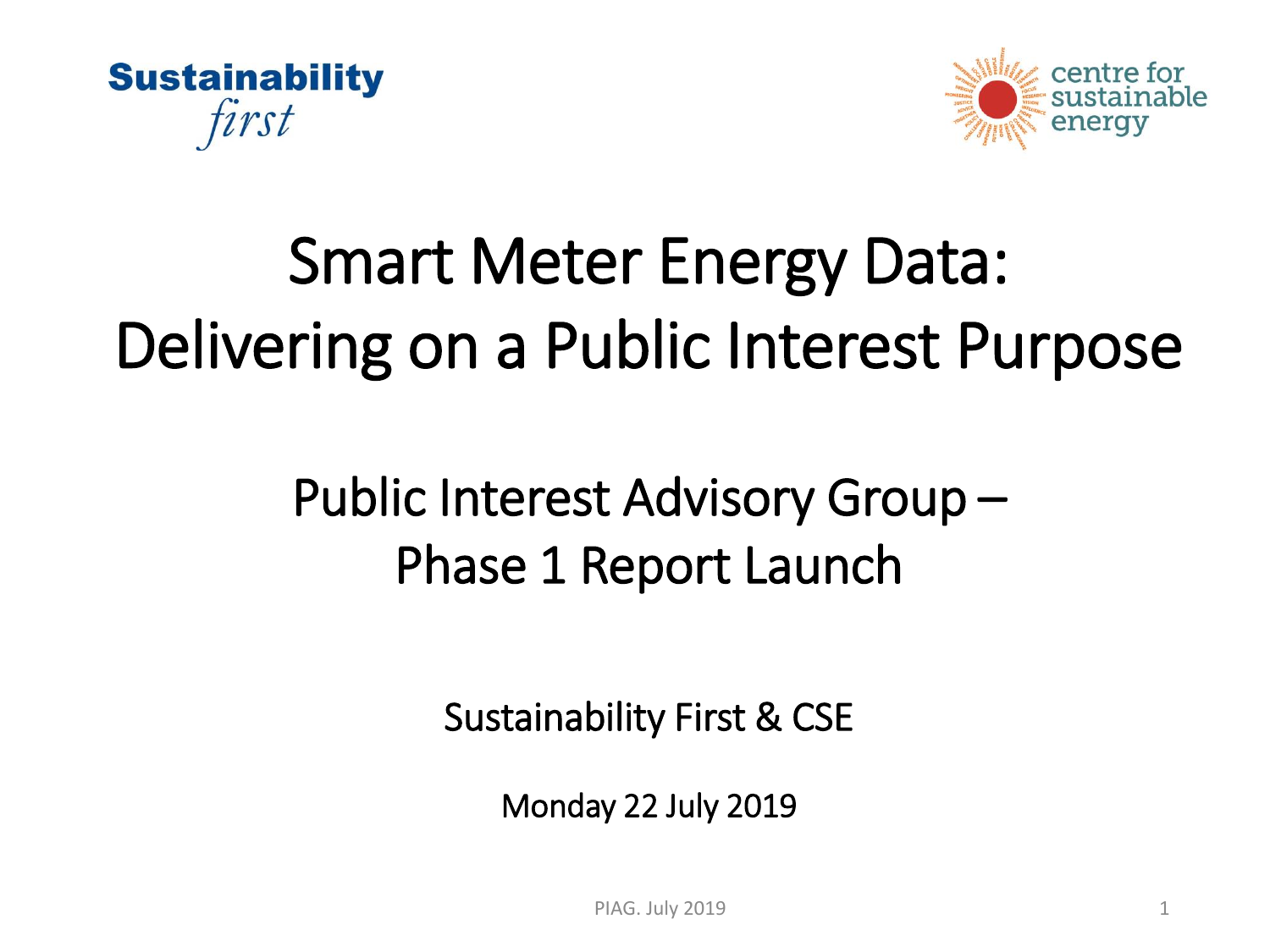Sustainability *first*

centre for sustainable energy

# Smart Meter Energy Data: Delivering on a Public Interest Purpose

## Public Interest Advisory Group – Phase 1 Report Launch

Sustainability First & CSE

Monday 22 July 2019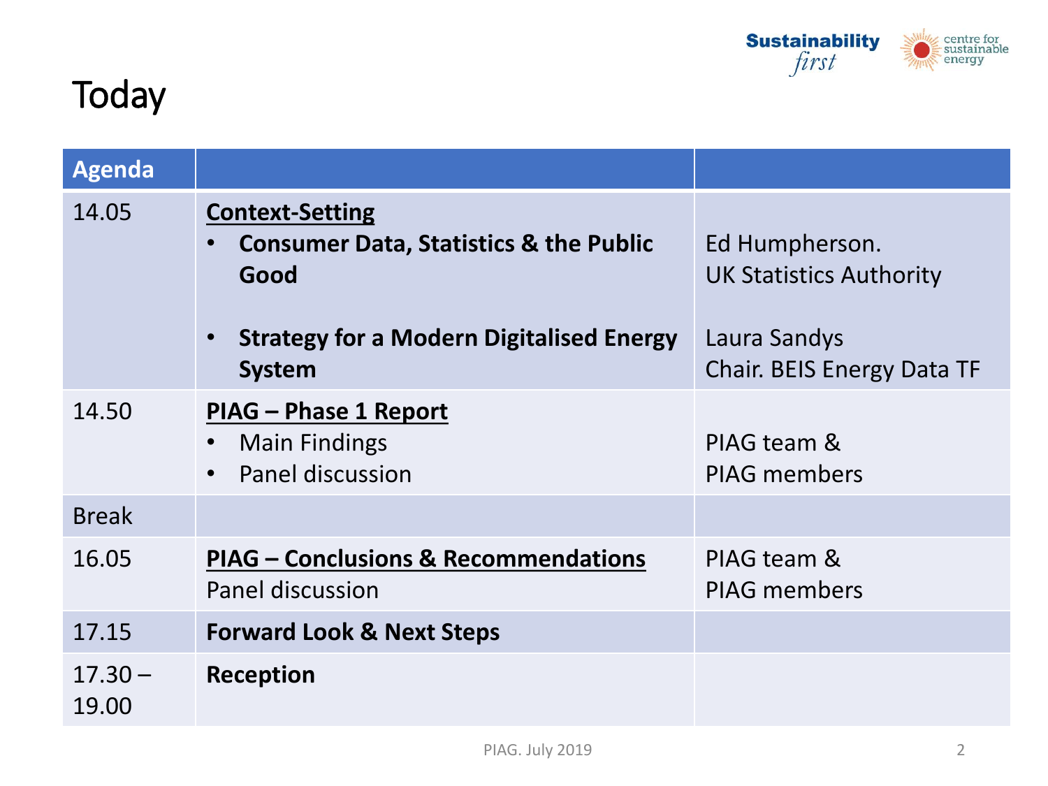# Today

| Agenda | | |
|---|---|---|
| 14.05 | **Context-Setting**<br>• **Consumer Data, Statistics & the Public Good**<br>• **Strategy for a Modern Digitalised Energy System** | Ed Humpherson. UK Statistics Authority<br><br>Laura Sandys Chair. BEIS Energy Data TF |
| 14.50 | **PIAG – Phase 1 Report**<br>• Main Findings<br>• Panel discussion | PIAG team & PIAG members |
| Break | | |
| 16.05 | **PIAG – Conclusions & Recommendations**<br>Panel discussion | PIAG team & PIAG members |
| 17.15 | **Forward Look & Next Steps** | |
| 17.30 – 19.00 | **Reception** | |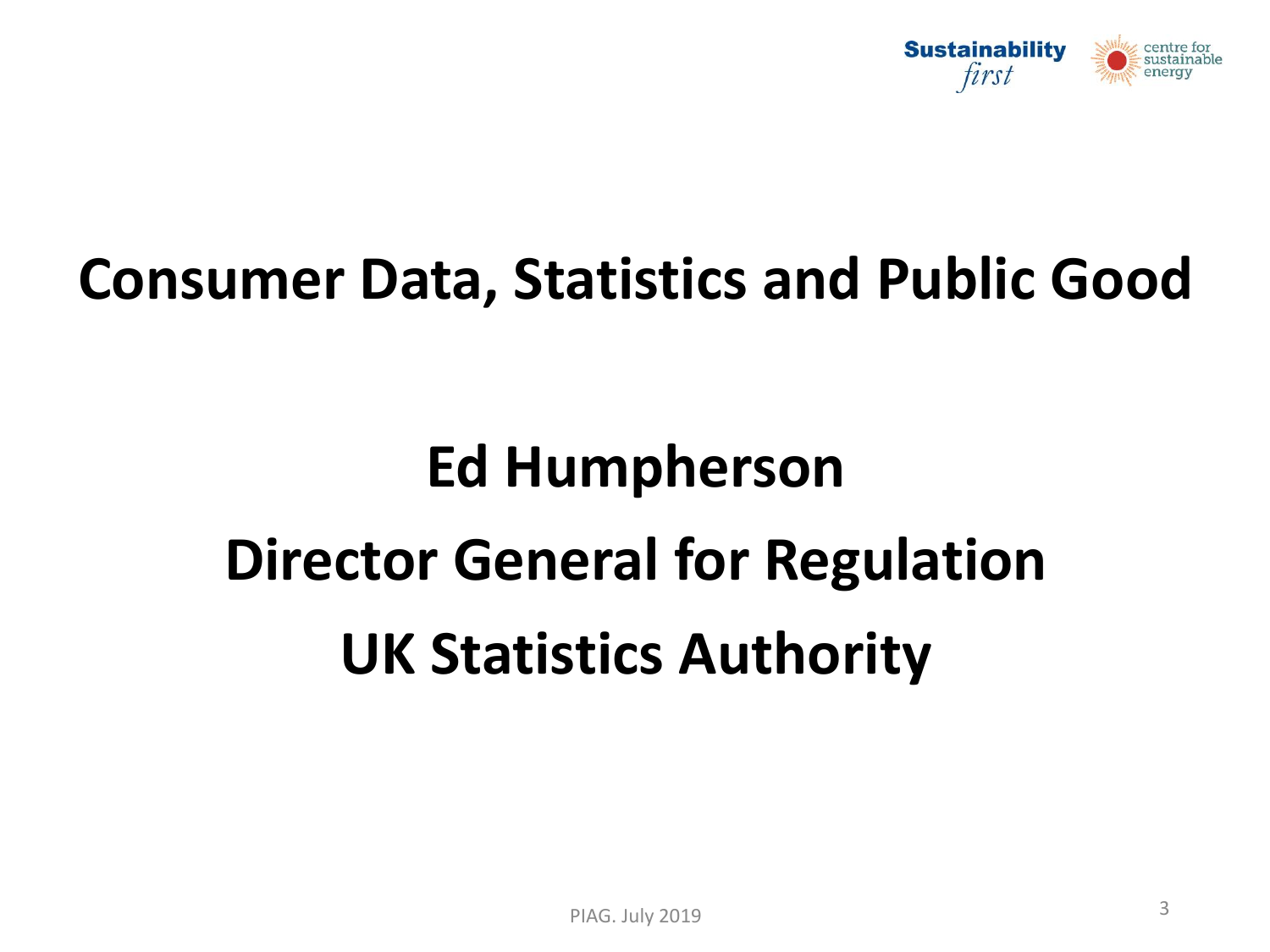# Consumer Data, Statistics and Public Good

**Ed Humpherson**

**Director General for Regulation**

**UK Statistics Authority**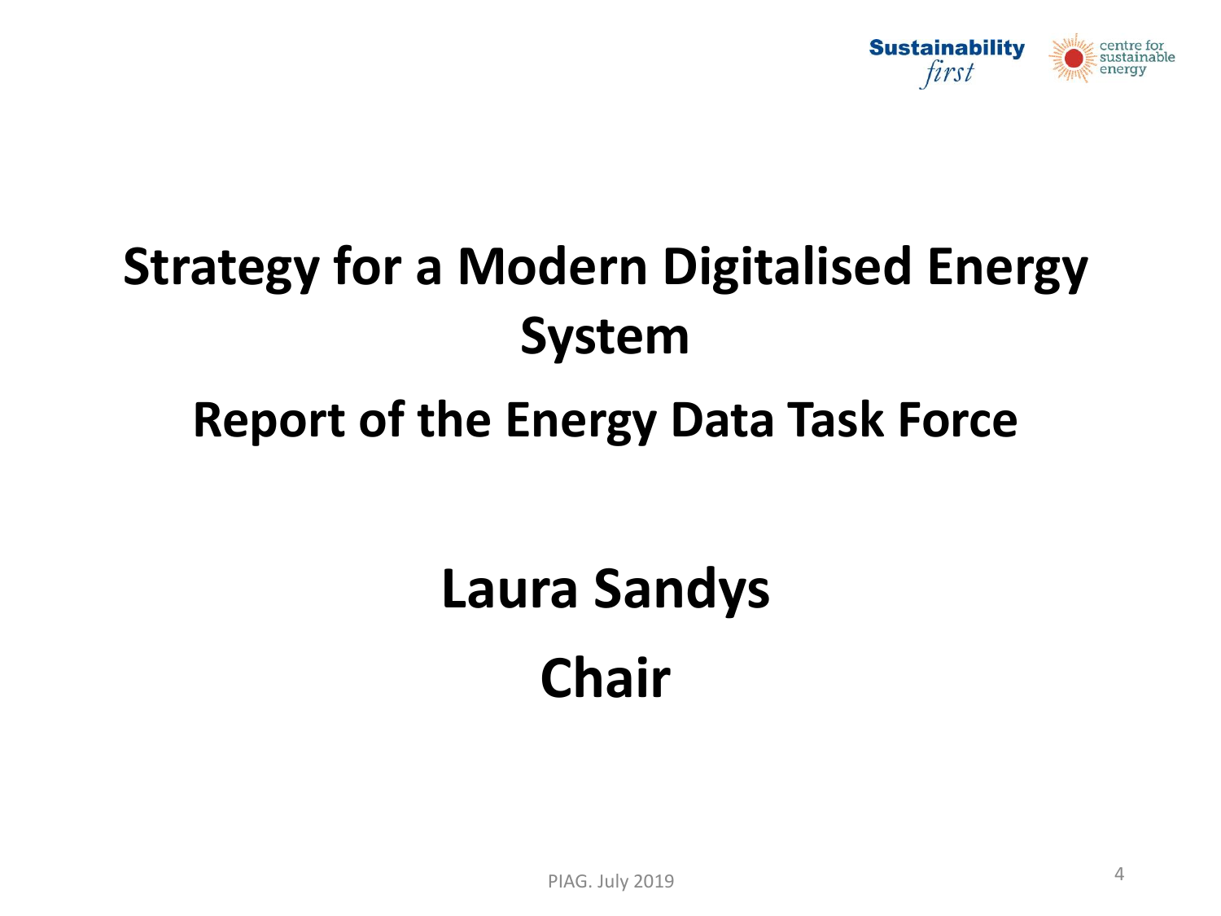# Strategy for a Modern Digitalised Energy System

## Report of the Energy Data Task Force

## Laura Sandys

## Chair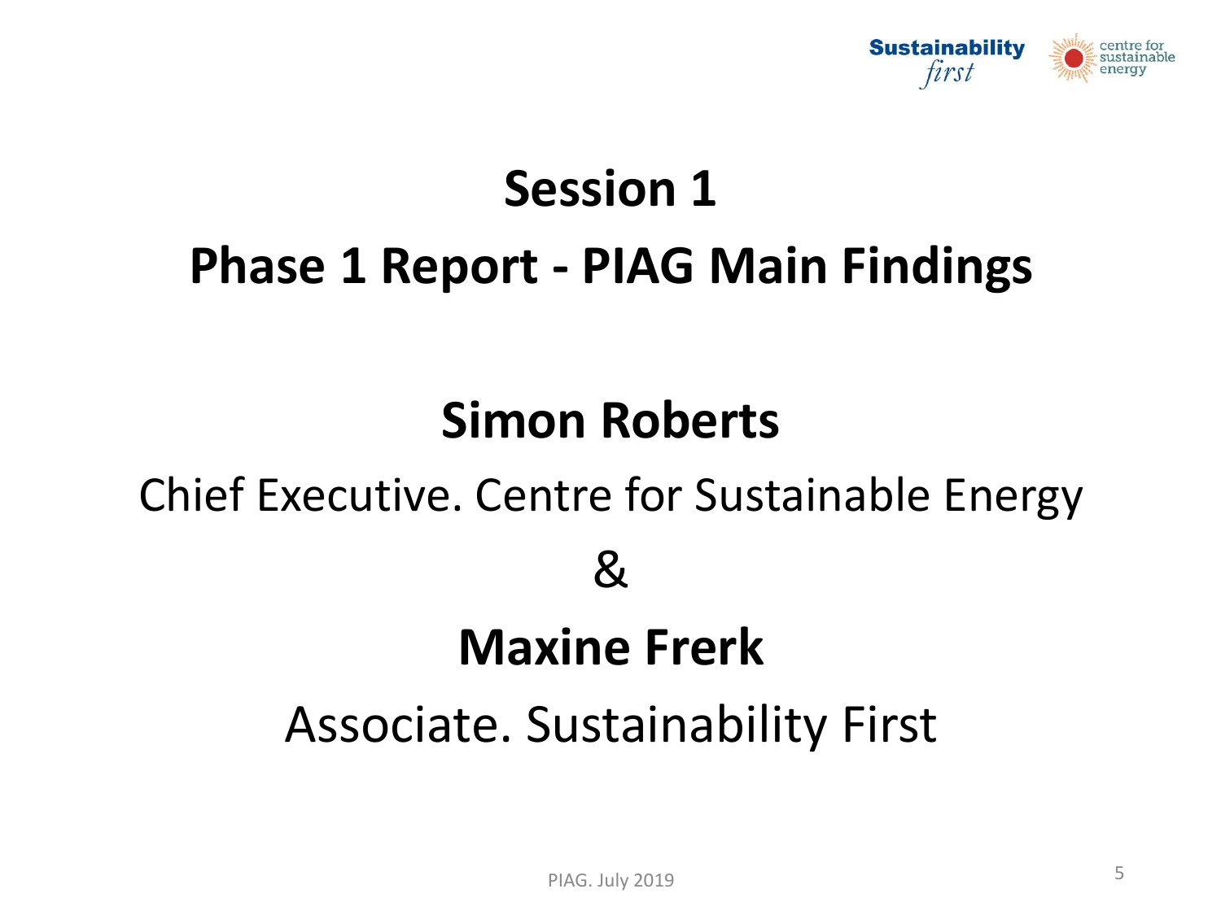# Session 1

## Phase 1 Report - PIAG Main Findings

**Simon Roberts**

Chief Executive. Centre for Sustainable Energy

&

**Maxine Frerk**

Associate. Sustainability First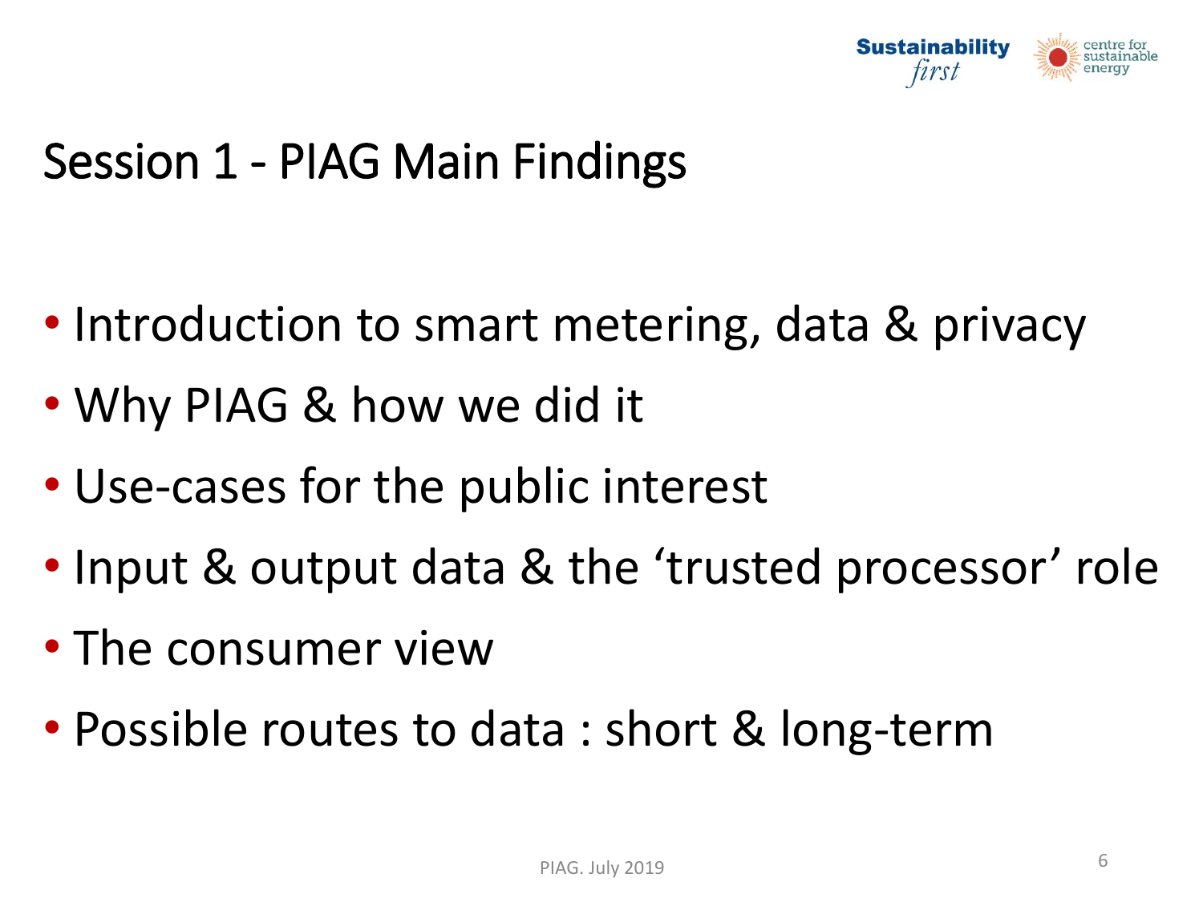# Session 1 - PIAG Main Findings

- Introduction to smart metering, data & privacy
- Why PIAG & how we did it
- Use-cases for the public interest
- Input & output data & the 'trusted processor' role
- The consumer view
- Possible routes to data : short & long-term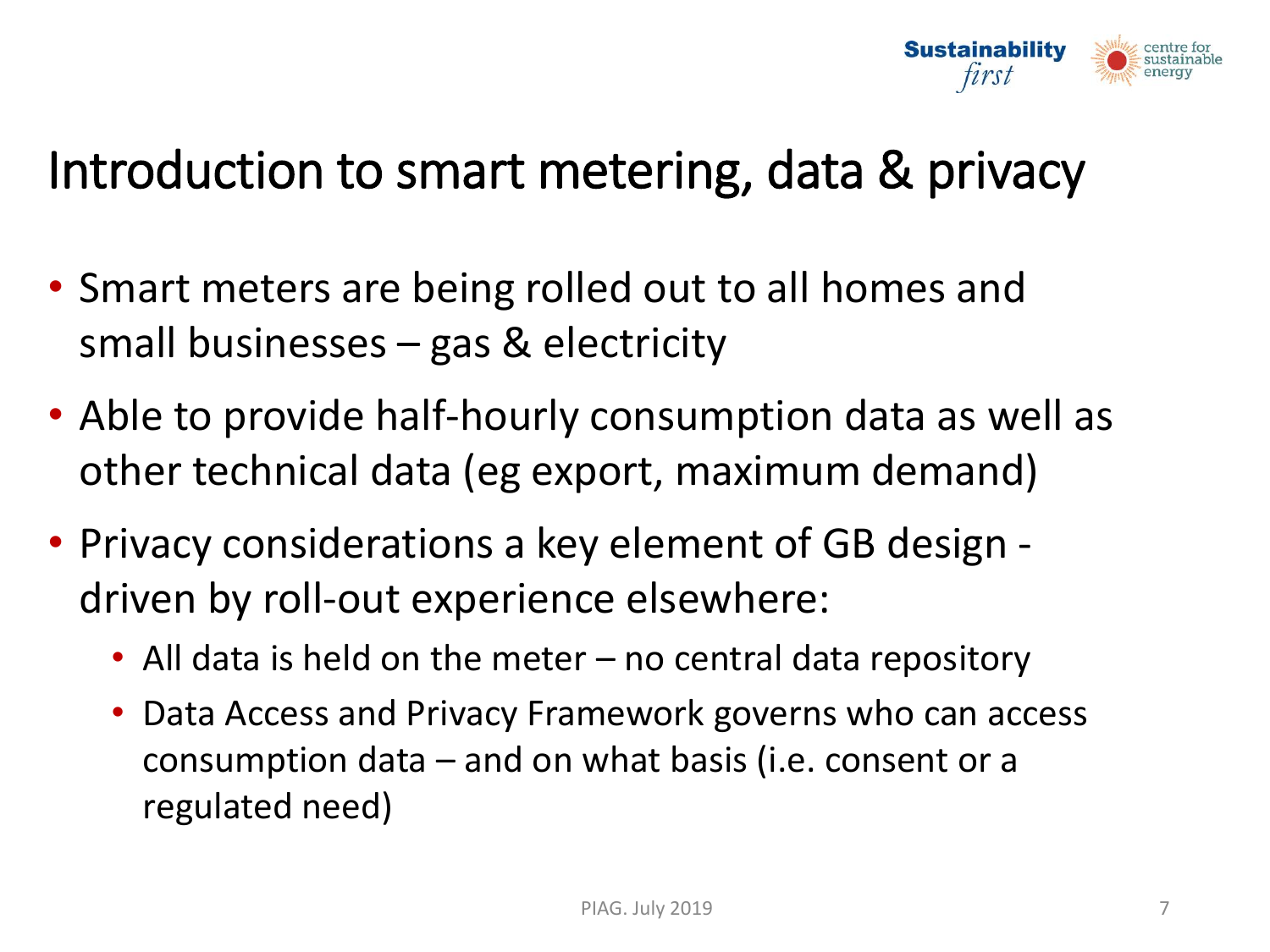# Introduction to smart metering, data & privacy

- Smart meters are being rolled out to all homes and small businesses – gas & electricity
- Able to provide half-hourly consumption data as well as other technical data (eg export, maximum demand)
- Privacy considerations a key element of GB design - driven by roll-out experience elsewhere:
  - All data is held on the meter – no central data repository
  - Data Access and Privacy Framework governs who can access consumption data – and on what basis (i.e. consent or a regulated need)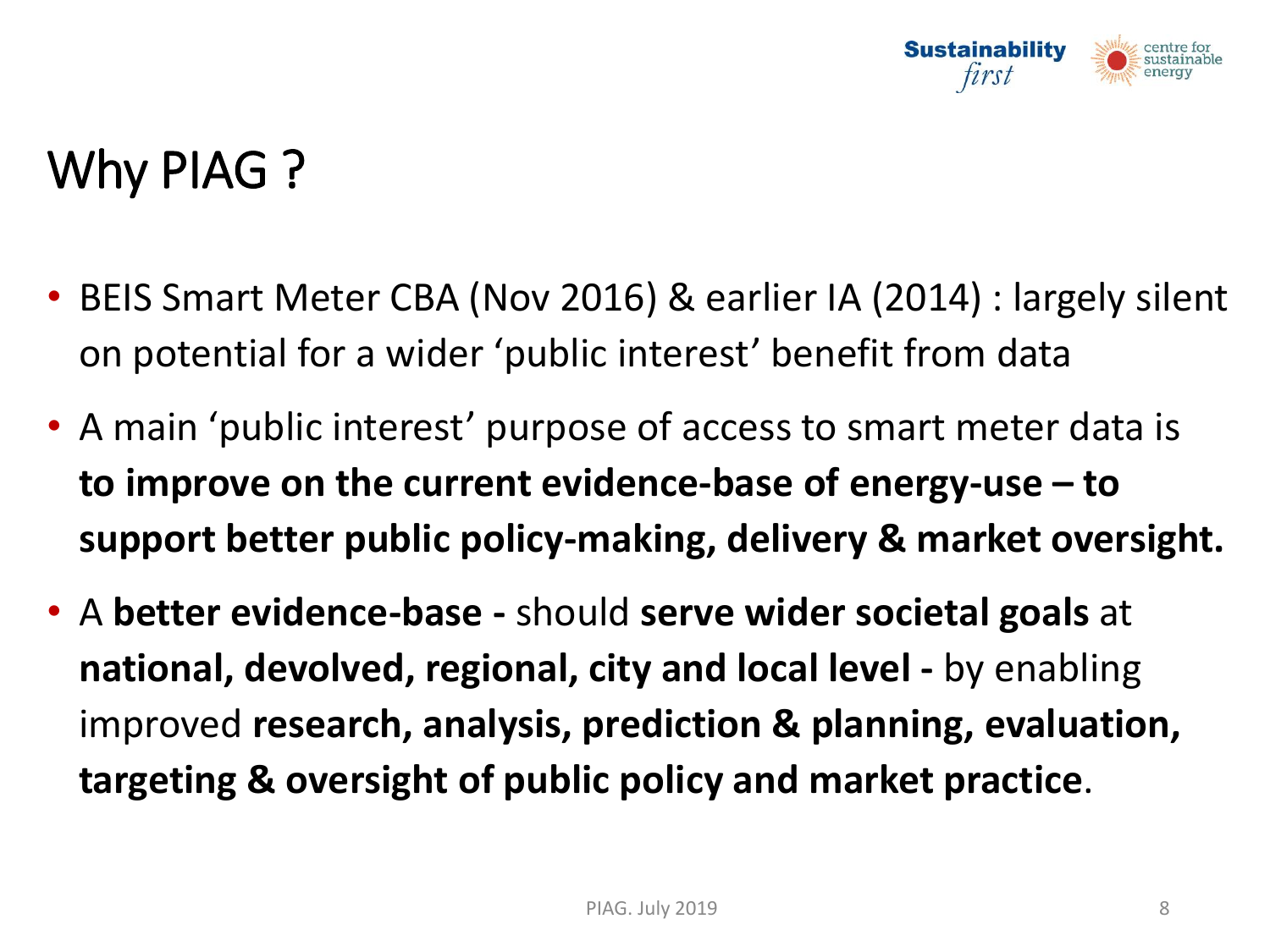# Why PIAG ?

- BEIS Smart Meter CBA (Nov 2016) & earlier IA (2014) : largely silent on potential for a wider 'public interest' benefit from data
- A main 'public interest' purpose of access to smart meter data is **to improve on the current evidence-base of energy-use – to support better public policy-making, delivery & market oversight.**
- A **better evidence-base -** should **serve wider societal goals** at **national, devolved, regional, city and local level -** by enabling improved **research, analysis, prediction & planning, evaluation, targeting & oversight of public policy and market practice**.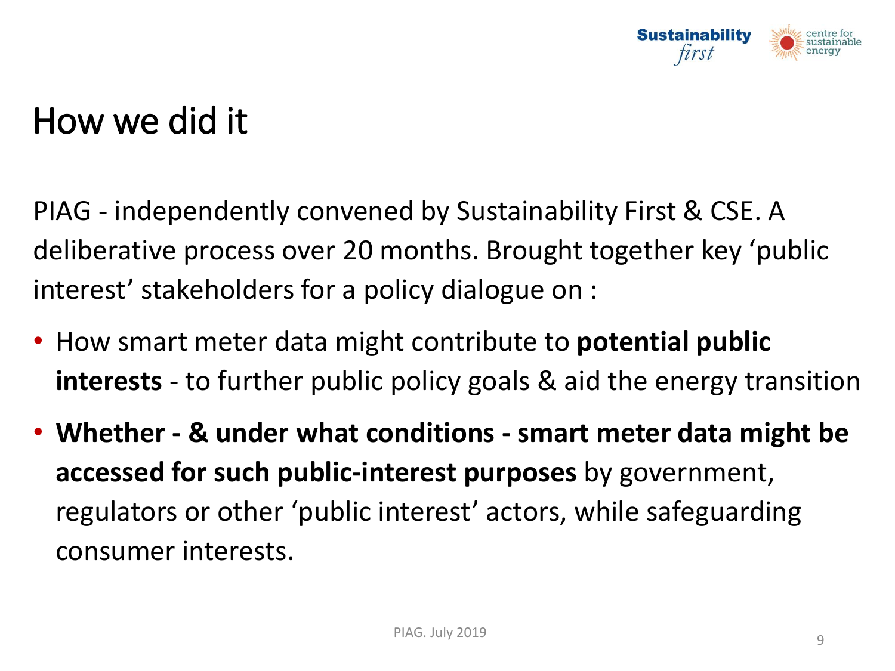# How we did it

PIAG - independently convened by Sustainability First & CSE. A deliberative process over 20 months. Brought together key 'public interest' stakeholders for a policy dialogue on :

- How smart meter data might contribute to **potential public interests** - to further public policy goals & aid the energy transition
- **Whether - & under what conditions - smart meter data might be accessed for such public-interest purposes** by government, regulators or other 'public interest' actors, while safeguarding consumer interests.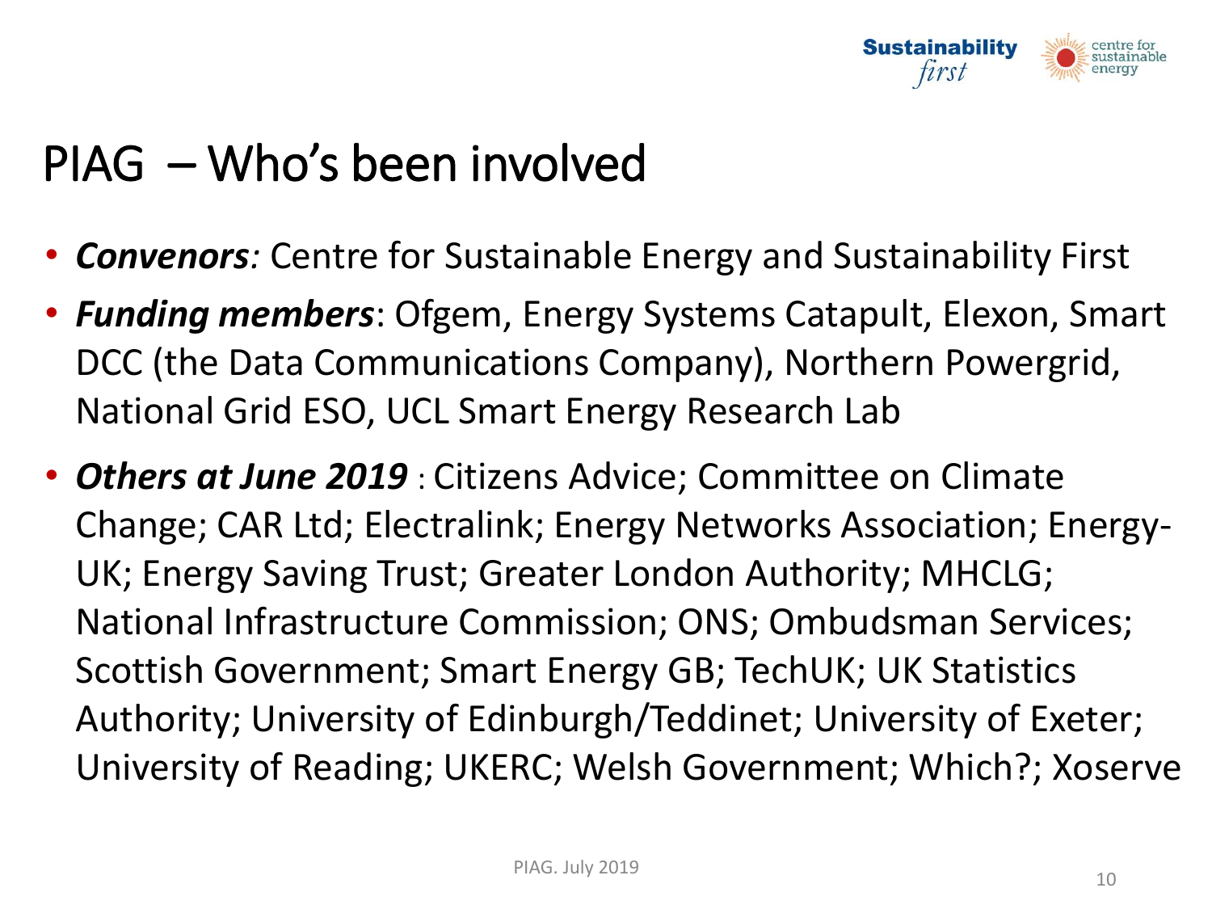# PIAG – Who's been involved

- ***Convenors**:* Centre for Sustainable Energy and Sustainability First
- ***Funding members***: Ofgem, Energy Systems Catapult, Elexon, Smart DCC (the Data Communications Company), Northern Powergrid, National Grid ESO, UCL Smart Energy Research Lab
- ***Others at June 2019*** : Citizens Advice; Committee on Climate Change; CAR Ltd; Electralink; Energy Networks Association; Energy-UK; Energy Saving Trust; Greater London Authority; MHCLG; National Infrastructure Commission; ONS; Ombudsman Services; Scottish Government; Smart Energy GB; TechUK; UK Statistics Authority; University of Edinburgh/Teddinet; University of Exeter; University of Reading; UKERC; Welsh Government; Which?; Xoserve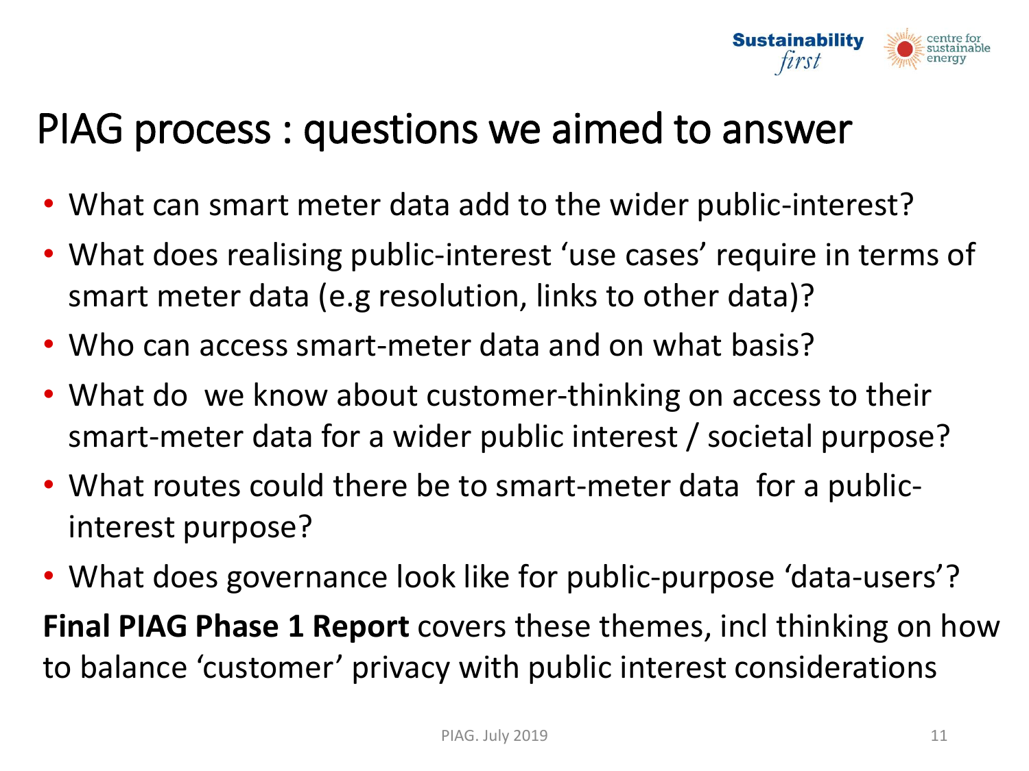# PIAG process : questions we aimed to answer

- What can smart meter data add to the wider public-interest?
- What does realising public-interest 'use cases' require in terms of smart meter data (e.g resolution, links to other data)?
- Who can access smart-meter data and on what basis?
- What do  we know about customer-thinking on access to their smart-meter data for a wider public interest / societal purpose?
- What routes could there be to smart-meter data  for a public-interest purpose?
- What does governance look like for public-purpose 'data-users'?

**Final PIAG Phase 1 Report** covers these themes, incl thinking on how to balance 'customer' privacy with public interest considerations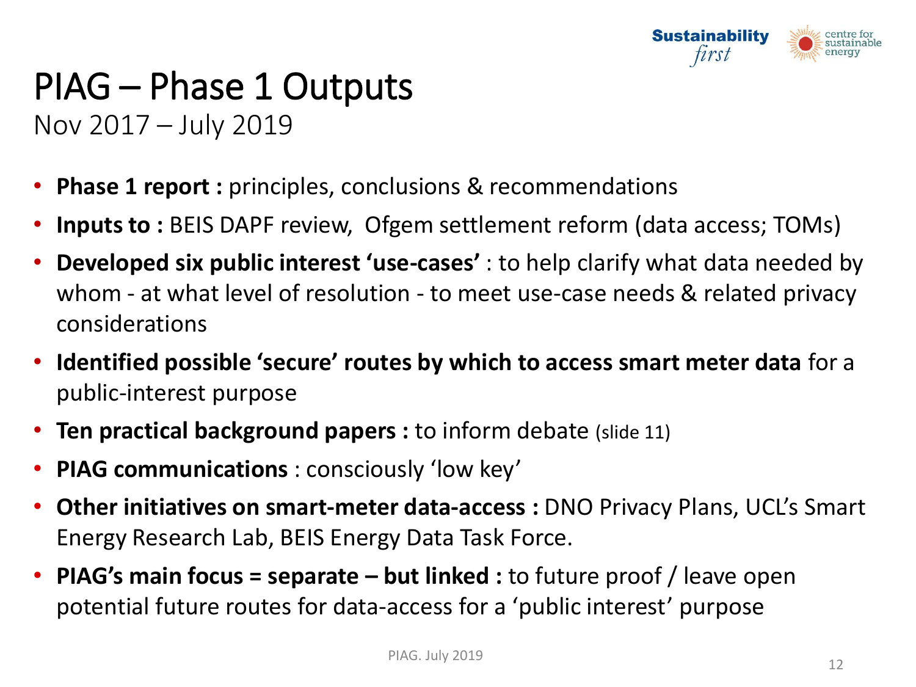# PIAG – Phase 1 Outputs

Nov 2017 – July 2019

- **Phase 1 report :** principles, conclusions & recommendations
- **Inputs to :** BEIS DAPF review, Ofgem settlement reform (data access; TOMs)
- **Developed six public interest 'use-cases'** : to help clarify what data needed by whom - at what level of resolution - to meet use-case needs & related privacy considerations
- **Identified possible 'secure' routes by which to access smart meter data** for a public-interest purpose
- **Ten practical background papers :** to inform debate (slide 11)
- **PIAG communications** : consciously 'low key'
- **Other initiatives on smart-meter data-access :** DNO Privacy Plans, UCL's Smart Energy Research Lab, BEIS Energy Data Task Force.
- **PIAG's main focus = separate – but linked :** to future proof / leave open potential future routes for data-access for a 'public interest' purpose

PIAG. July 2019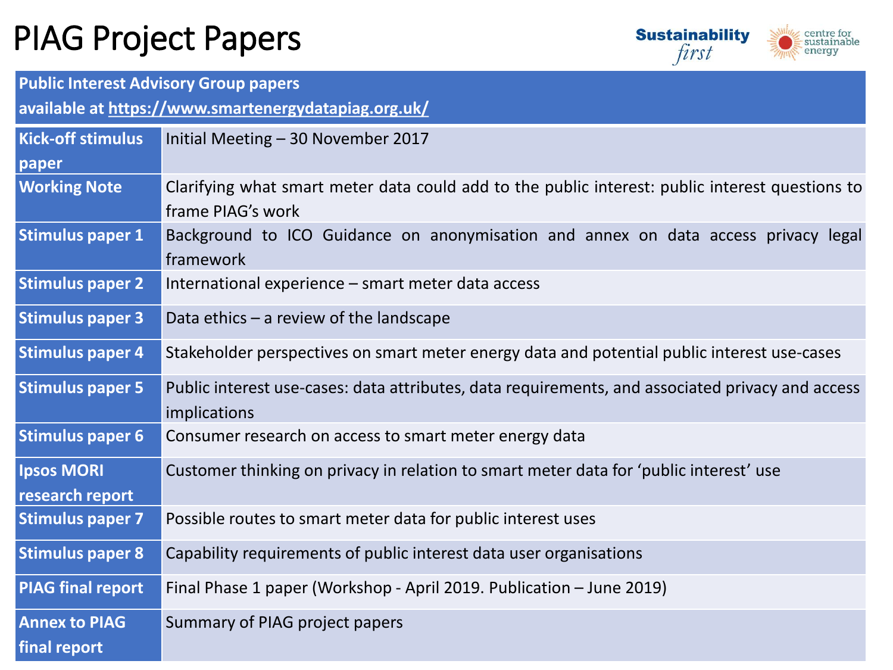# PIAG Project Papers

Sustainability *first* | centre for sustainable energy

| Public Interest Advisory Group papers available at https://www.smartenergydatapiag.org.uk/ | |
|---|---|
| **Kick-off stimulus paper** | Initial Meeting – 30 November 2017 |
| **Working Note** | Clarifying what smart meter data could add to the public interest: public interest questions to frame PIAG's work |
| **Stimulus paper 1** | Background to ICO Guidance on anonymisation and annex on data access privacy legal framework |
| **Stimulus paper 2** | International experience – smart meter data access |
| **Stimulus paper 3** | Data ethics – a review of the landscape |
| **Stimulus paper 4** | Stakeholder perspectives on smart meter energy data and potential public interest use-cases |
| **Stimulus paper 5** | Public interest use-cases: data attributes, data requirements, and associated privacy and access implications |
| **Stimulus paper 6** | Consumer research on access to smart meter energy data |
| **Ipsos MORI research report** | Customer thinking on privacy in relation to smart meter data for 'public interest' use |
| **Stimulus paper 7** | Possible routes to smart meter data for public interest uses |
| **Stimulus paper 8** | Capability requirements of public interest data user organisations |
| **PIAG final report** | Final Phase 1 paper (Workshop - April 2019. Publication – June 2019) |
| **Annex to PIAG final report** | Summary of PIAG project papers |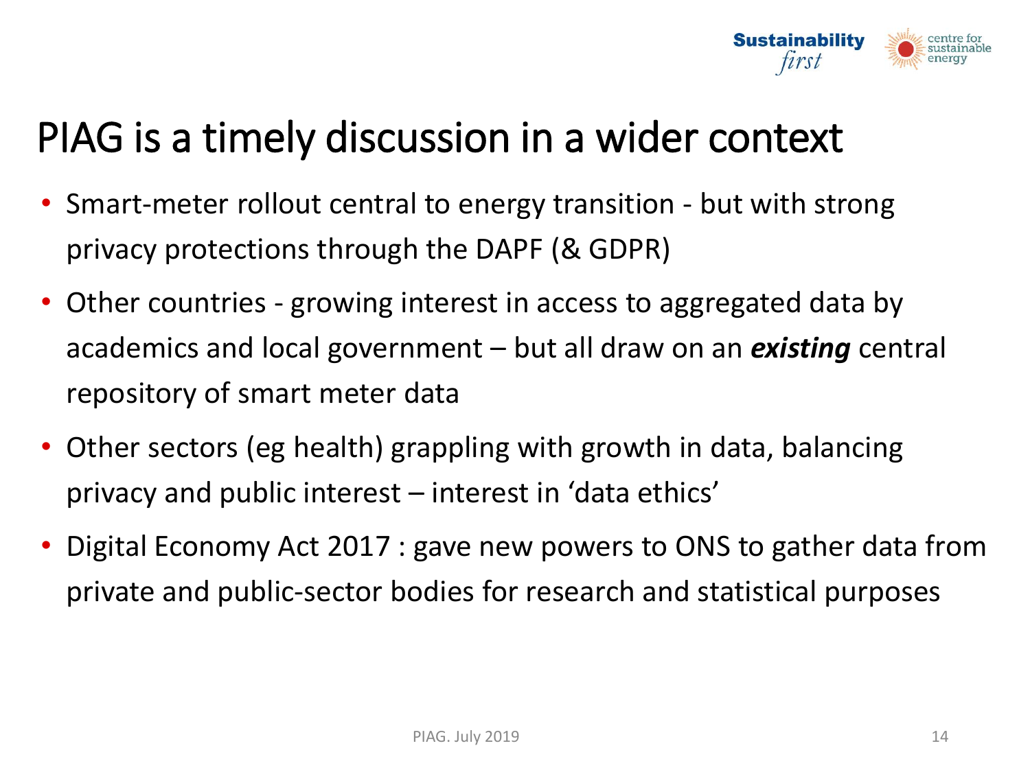# PIAG is a timely discussion in a wider context

- Smart-meter rollout central to energy transition - but with strong privacy protections through the DAPF (& GDPR)
- Other countries - growing interest in access to aggregated data by academics and local government – but all draw on an ***existing*** central repository of smart meter data
- Other sectors (eg health) grappling with growth in data, balancing privacy and public interest – interest in 'data ethics'
- Digital Economy Act 2017 : gave new powers to ONS to gather data from private and public-sector bodies for research and statistical purposes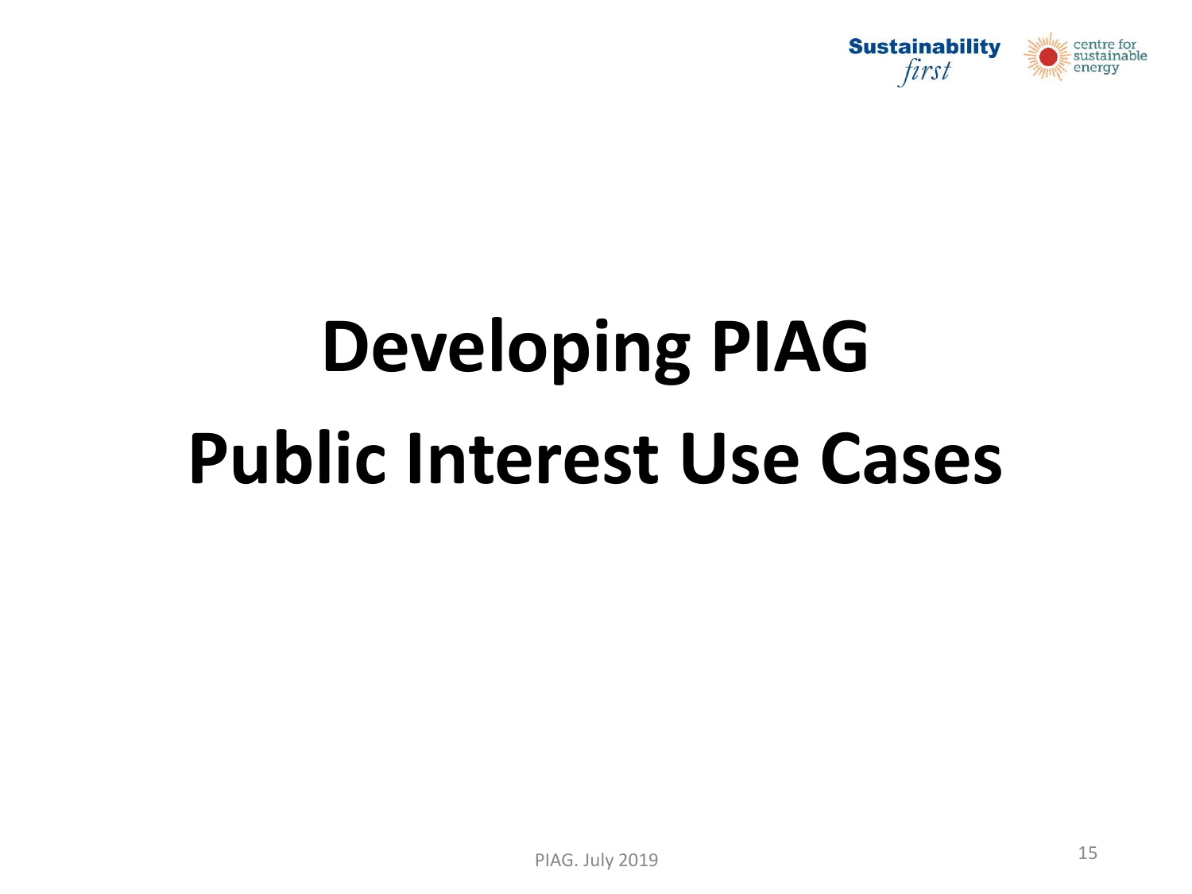# Developing PIAG

# Public Interest Use Cases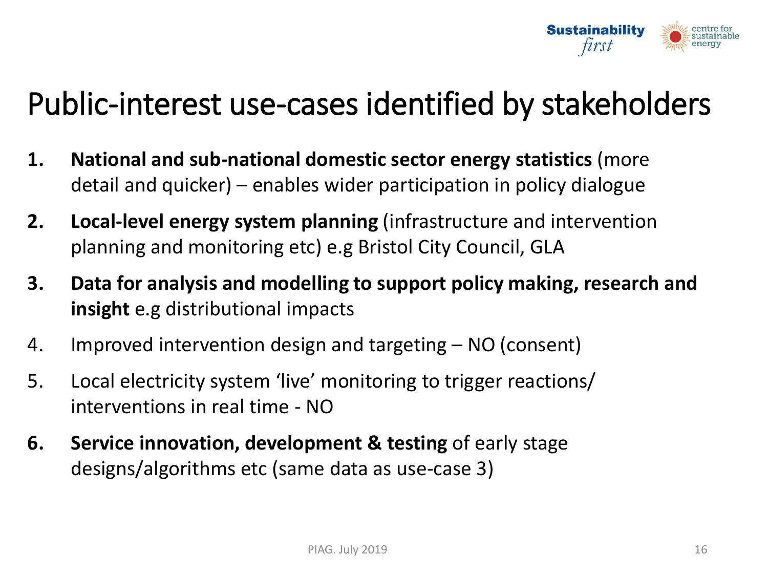# Public-interest use-cases identified by stakeholders

1. **National and sub-national domestic sector energy statistics** (more detail and quicker) – enables wider participation in policy dialogue
2. **Local-level energy system planning** (infrastructure and intervention planning and monitoring etc) e.g Bristol City Council, GLA
3. **Data for analysis and modelling to support policy making, research and insight** e.g distributional impacts
4. Improved intervention design and targeting – NO (consent)
5. Local electricity system 'live' monitoring to trigger reactions/ interventions in real time - NO
6. **Service innovation, development & testing** of early stage designs/algorithms etc (same data as use-case 3)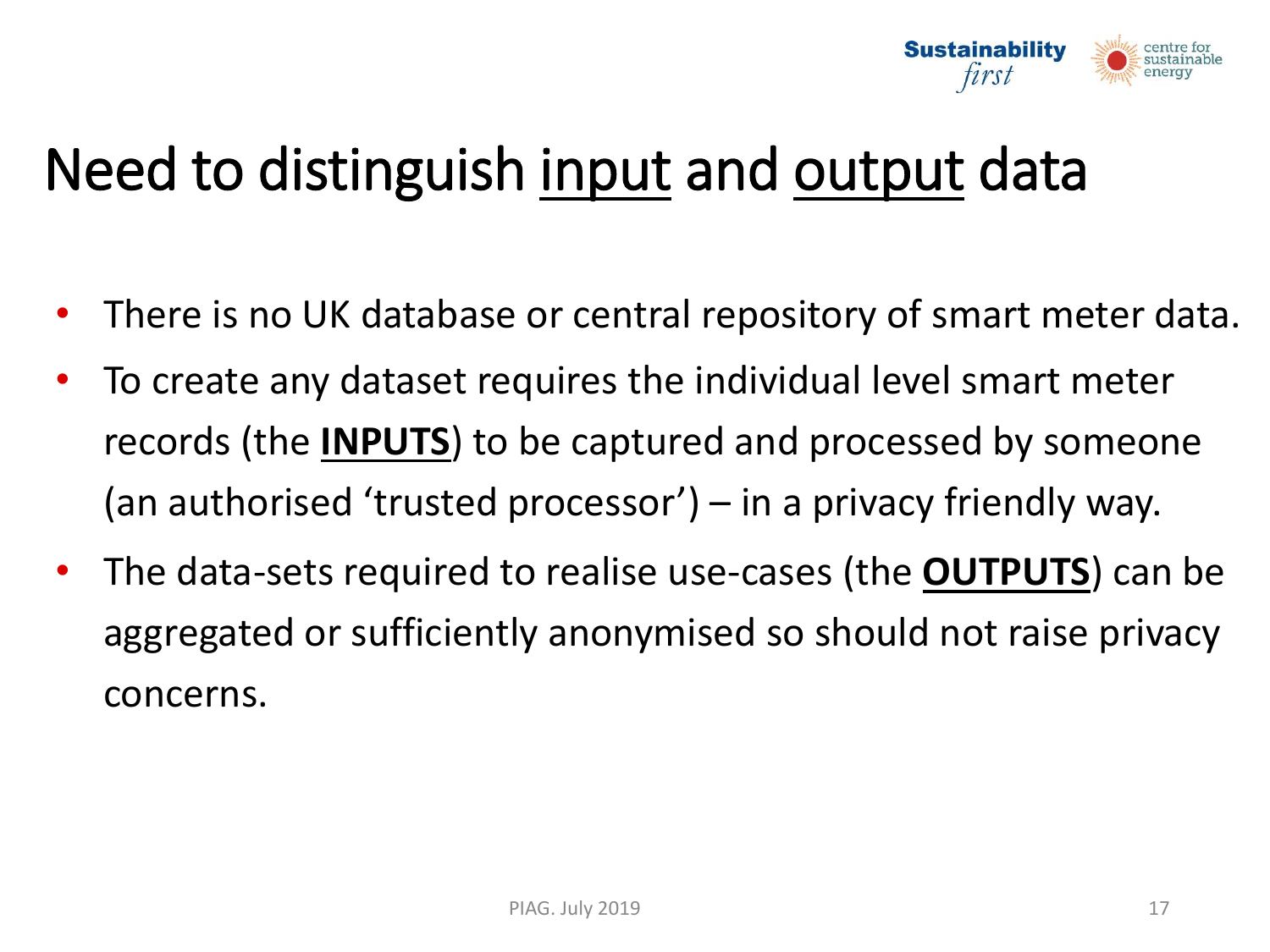# Need to distinguish <u>input</u> and <u>output</u> data

- There is no UK database or central repository of smart meter data.
- To create any dataset requires the individual level smart meter records (the <u>**INPUTS**</u>) to be captured and processed by someone (an authorised 'trusted processor') – in a privacy friendly way.
- The data-sets required to realise use-cases (the <u>**OUTPUTS**</u>) can be aggregated or sufficiently anonymised so should not raise privacy concerns.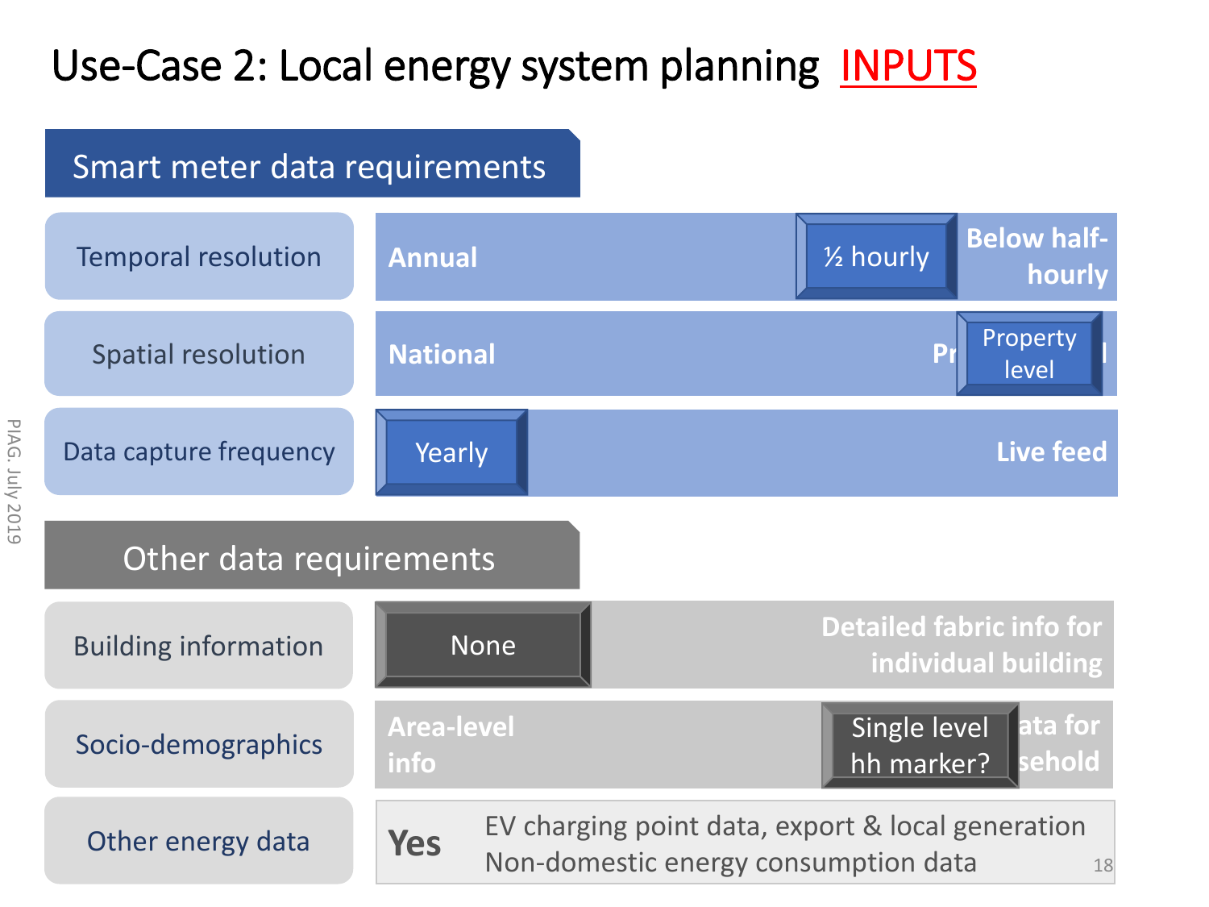# Use-Case 2: Local energy system planning INPUTS

## Smart meter data requirements

| Requirement | Scale (low end) | Selected | Scale (high end) |
|---|---|---|---|
| Temporal resolution | Annual | ½ hourly | Below half-hourly |
| Spatial resolution | National | Property level | Pr...l |
| Data capture frequency | | Yearly | Live feed |

## Other data requirements

| Requirement | Scale (low end) | Selected | Scale (high end) |
|---|---|---|---|
| Building information | | None | Detailed fabric info for individual building |
| Socio-demographics | Area-level info | Single level hh marker? | ...ata for ...sehold |
| Other energy data | **Yes** | EV charging point data, export & local generation<br>Non-domestic energy consumption data | |

PIAG. July 2019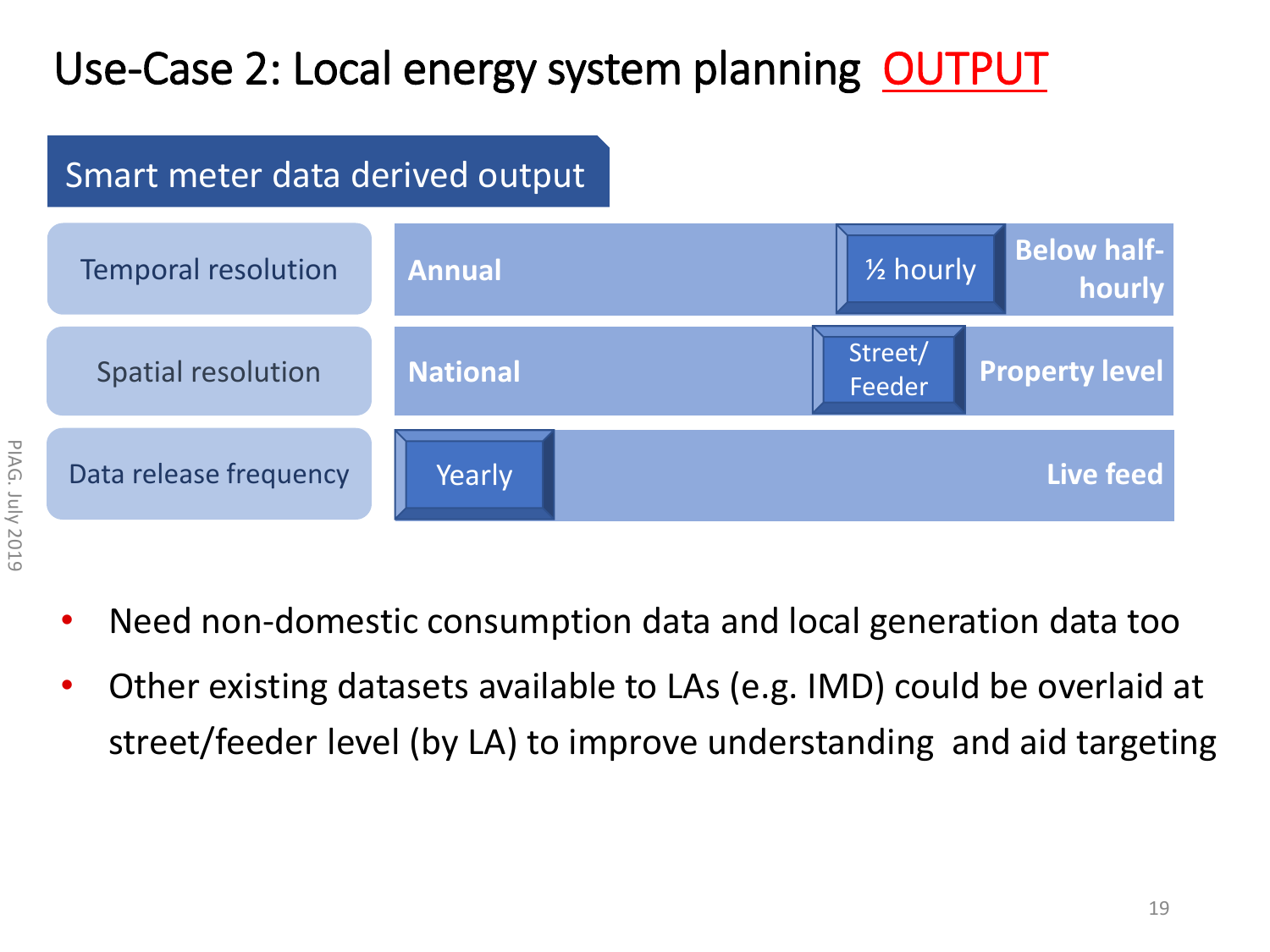# Use-Case 2: Local energy system planning OUTPUT

## Smart meter data derived output

| | | | |
|---|---|---|---|
| Temporal resolution | Annual | ½ hourly | Below half-hourly |
| Spatial resolution | National | Street/ Feeder | Property level |
| Data release frequency | Yearly | | Live feed |

- Need non-domestic consumption data and local generation data too
- Other existing datasets available to LAs (e.g. IMD) could be overlaid at street/feeder level (by LA) to improve understanding and aid targeting

PIAG. July 2019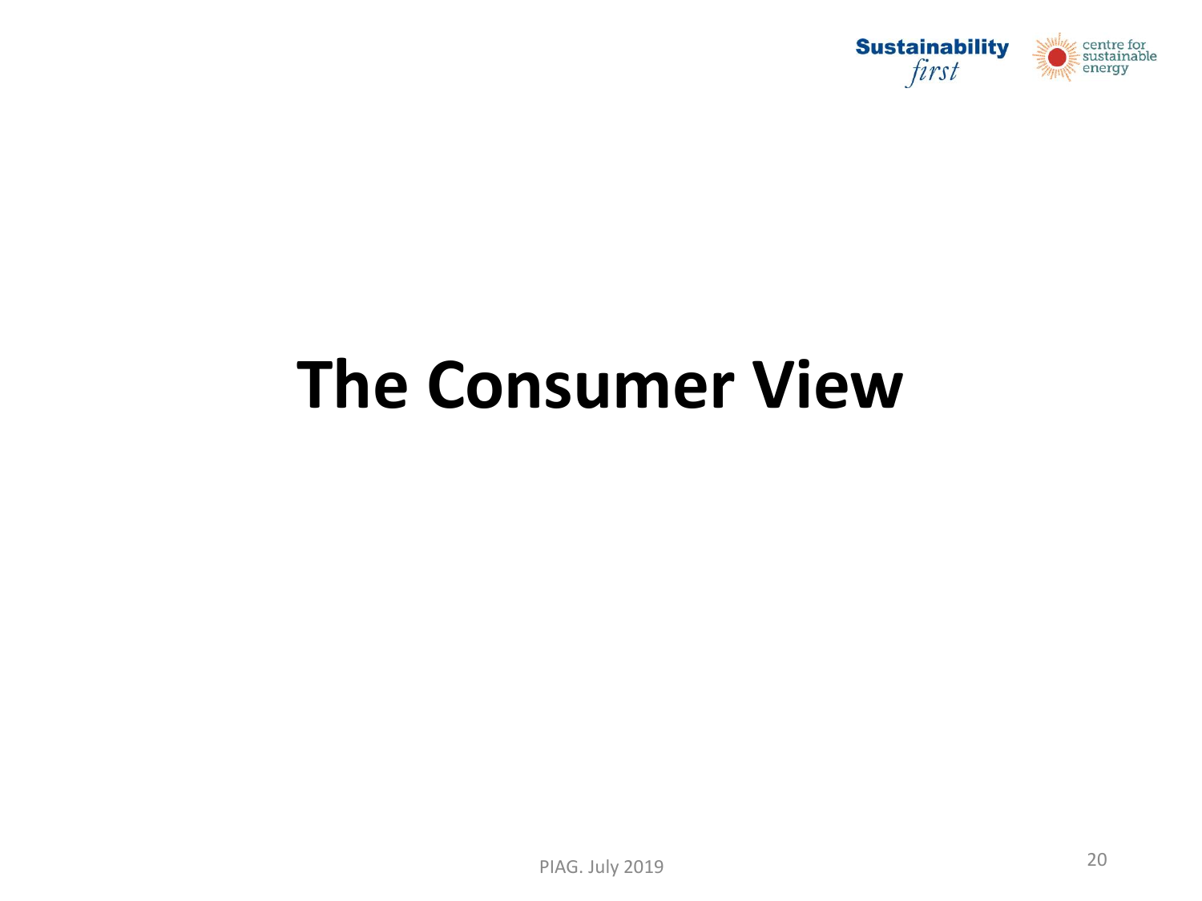# The Consumer View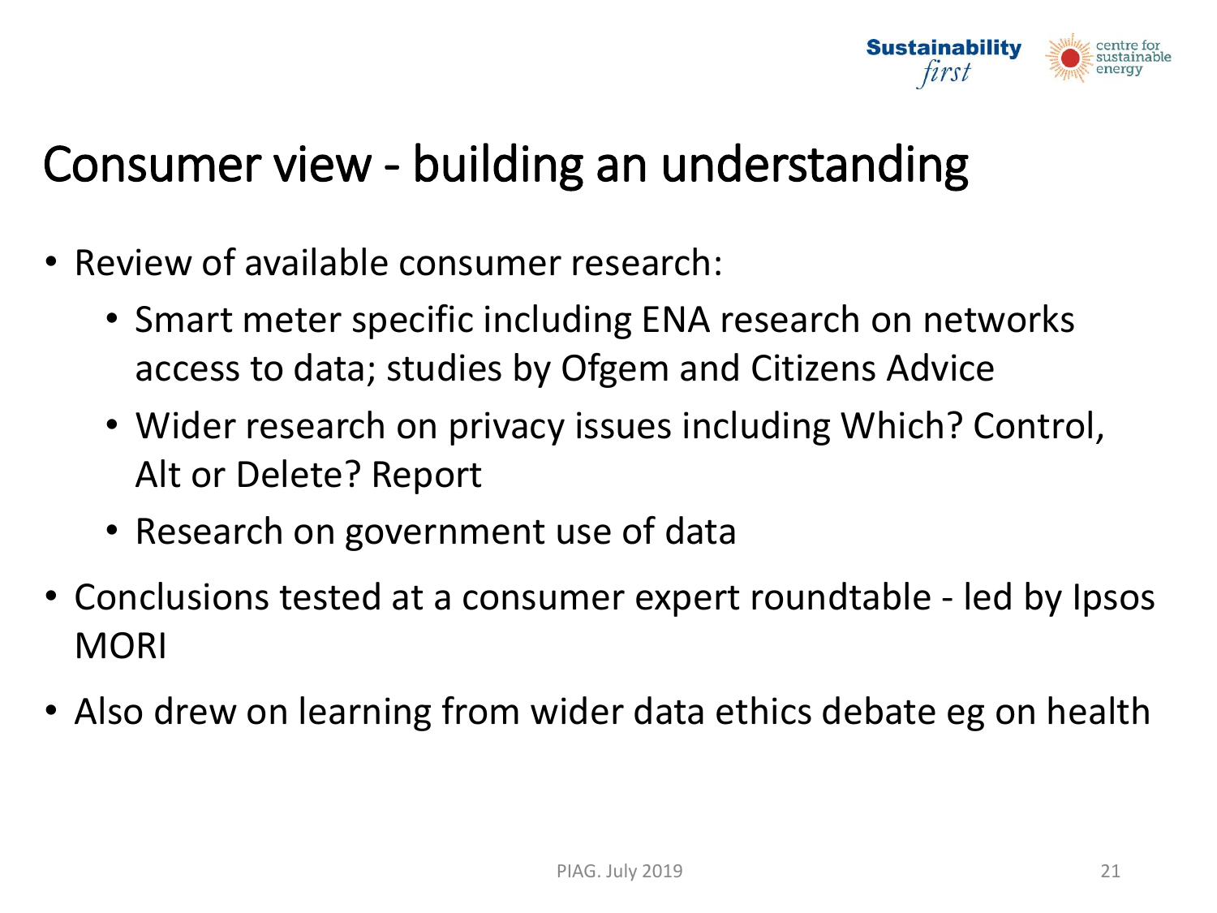# Consumer view - building an understanding

- Review of available consumer research:
  - Smart meter specific including ENA research on networks access to data; studies by Ofgem and Citizens Advice
  - Wider research on privacy issues including Which? Control, Alt or Delete? Report
  - Research on government use of data
- Conclusions tested at a consumer expert roundtable - led by Ipsos MORI
- Also drew on learning from wider data ethics debate eg on health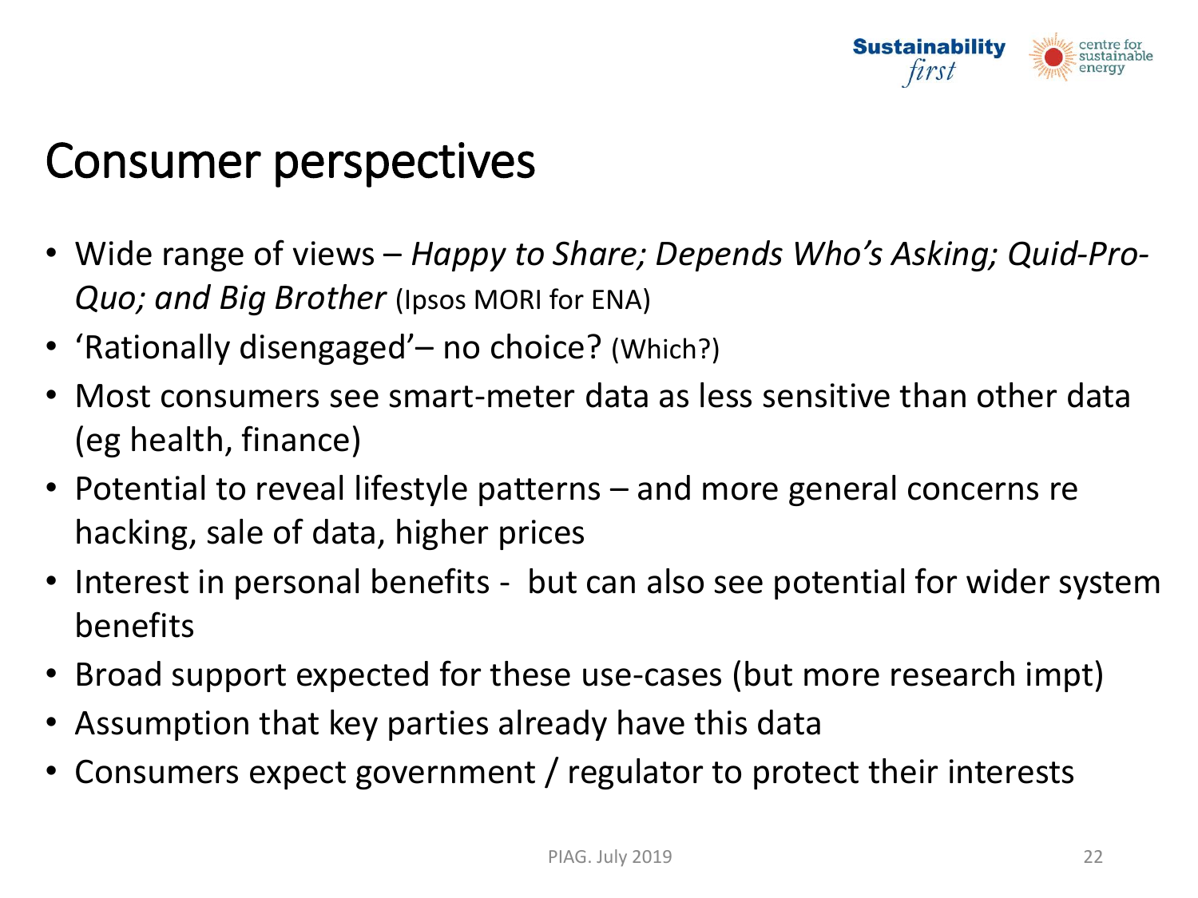# Consumer perspectives

- Wide range of views – *Happy to Share; Depends Who's Asking; Quid-Pro-Quo; and Big Brother* (Ipsos MORI for ENA)
- 'Rationally disengaged'– no choice? (Which?)
- Most consumers see smart-meter data as less sensitive than other data (eg health, finance)
- Potential to reveal lifestyle patterns – and more general concerns re hacking, sale of data, higher prices
- Interest in personal benefits -  but can also see potential for wider system benefits
- Broad support expected for these use-cases (but more research impt)
- Assumption that key parties already have this data
- Consumers expect government / regulator to protect their interests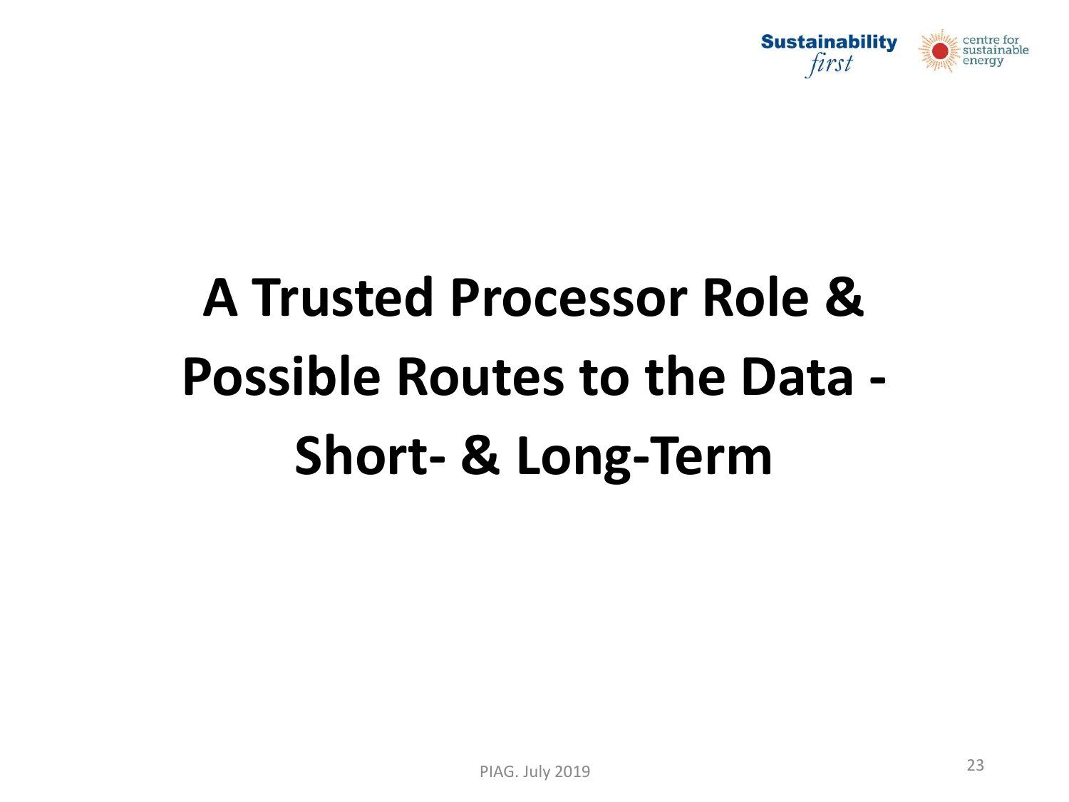# A Trusted Processor Role & Possible Routes to the Data - Short- & Long-Term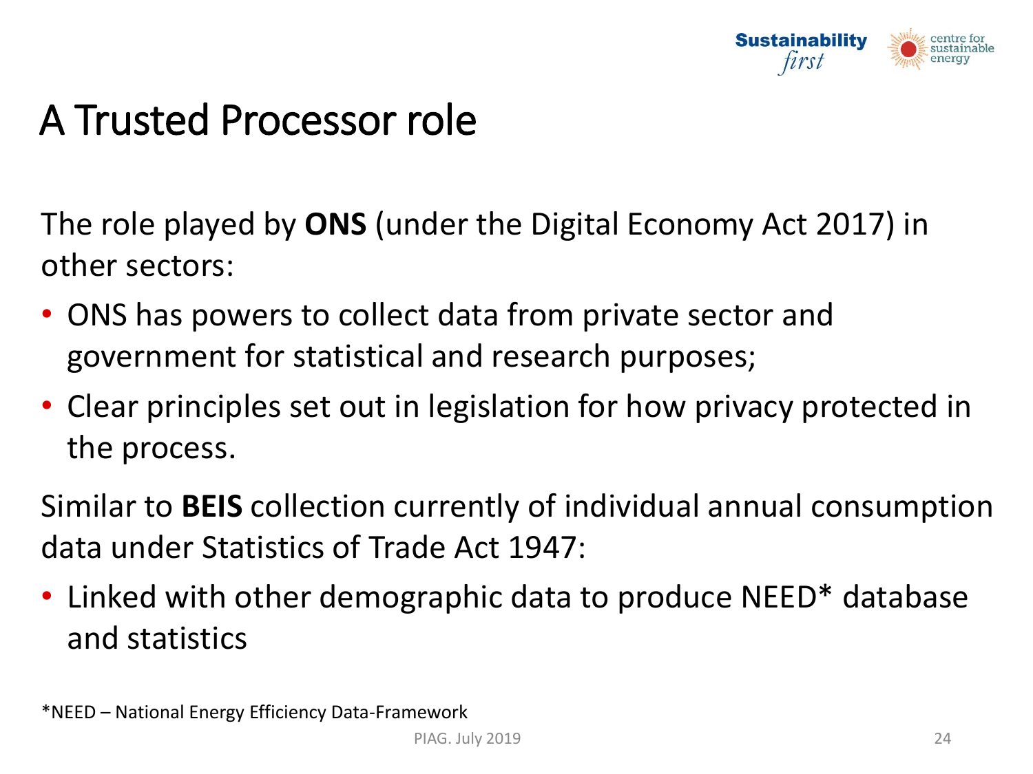# A Trusted Processor role

The role played by **ONS** (under the Digital Economy Act 2017) in other sectors:

- ONS has powers to collect data from private sector and government for statistical and research purposes;
- Clear principles set out in legislation for how privacy protected in the process.

Similar to **BEIS** collection currently of individual annual consumption data under Statistics of Trade Act 1947:

- Linked with other demographic data to produce NEED* database and statistics

*NEED – National Energy Efficiency Data-Framework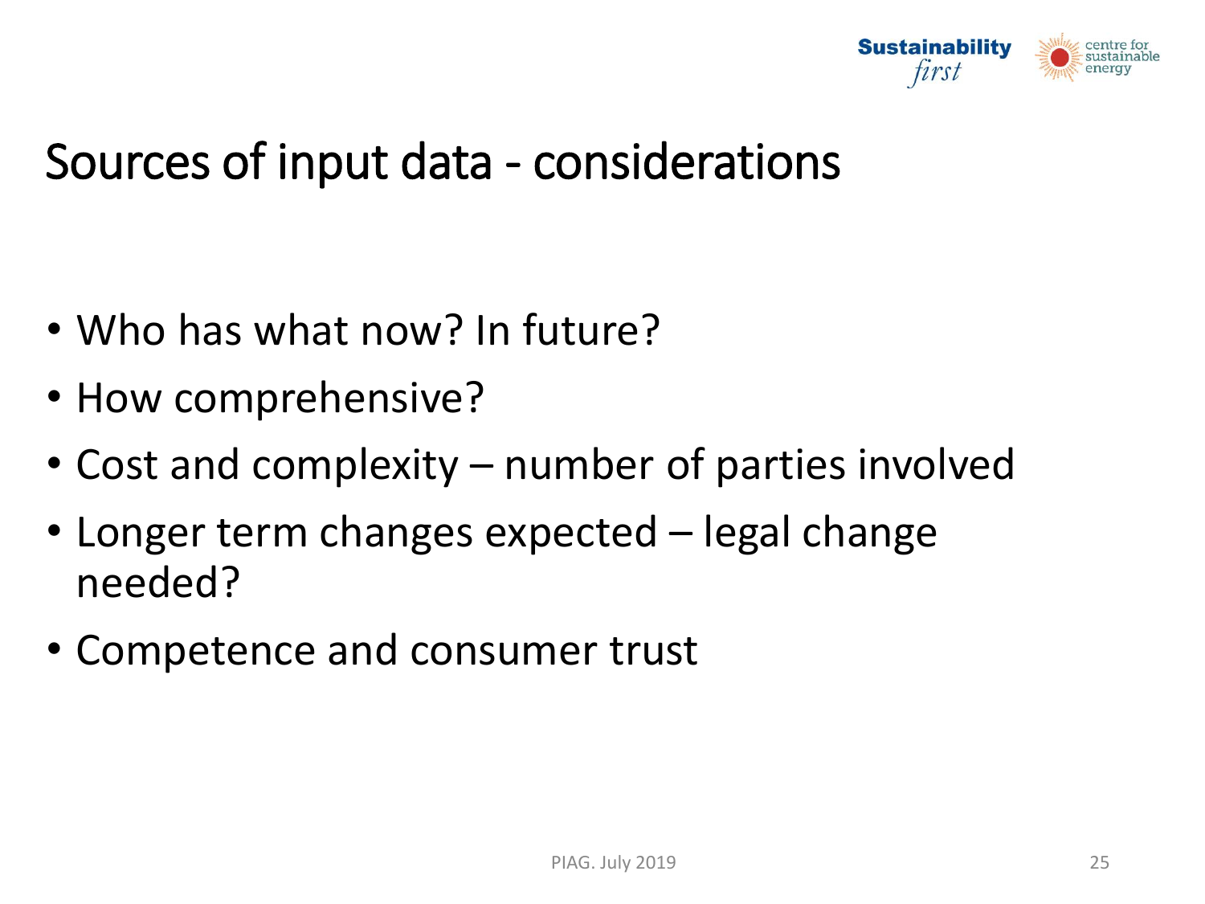# Sources of input data - considerations

- Who has what now? In future?
- How comprehensive?
- Cost and complexity – number of parties involved
- Longer term changes expected – legal change needed?
- Competence and consumer trust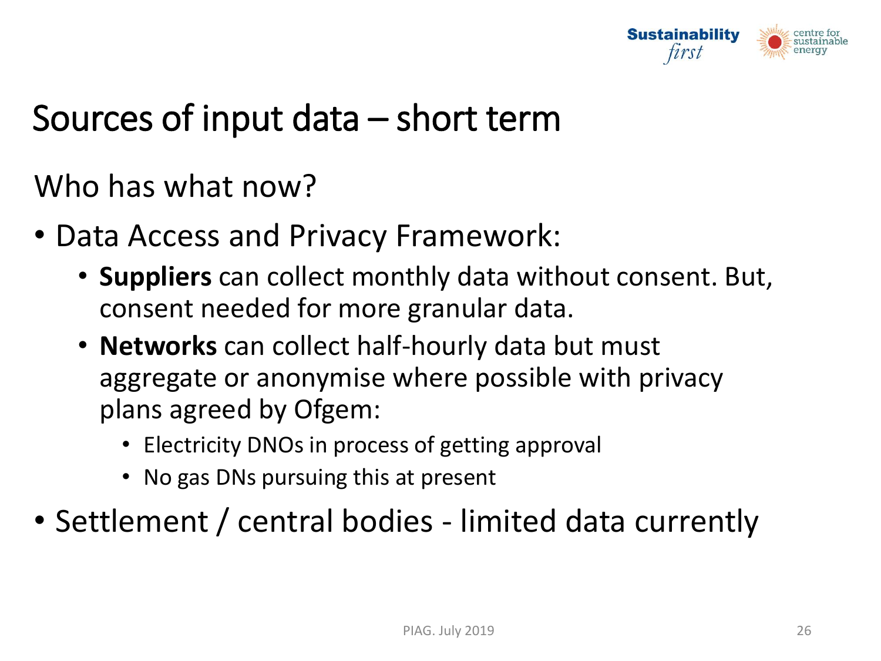# Sources of input data – short term

Who has what now?

- Data Access and Privacy Framework:
  - **Suppliers** can collect monthly data without consent. But, consent needed for more granular data.
  - **Networks** can collect half-hourly data but must aggregate or anonymise where possible with privacy plans agreed by Ofgem:
    - Electricity DNOs in process of getting approval
    - No gas DNs pursuing this at present
- Settlement / central bodies - limited data currently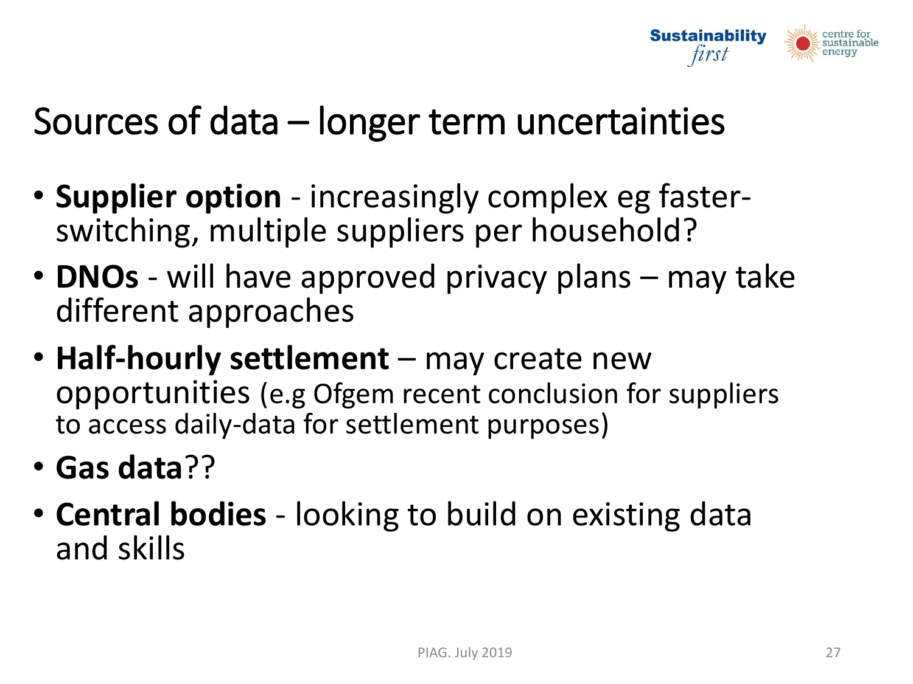# Sources of data – longer term uncertainties

- **Supplier option** - increasingly complex eg faster-switching, multiple suppliers per household?
- **DNOs** - will have approved privacy plans – may take different approaches
- **Half-hourly settlement** – may create new opportunities (e.g Ofgem recent conclusion for suppliers to access daily-data for settlement purposes)
- **Gas data**??
- **Central bodies** - looking to build on existing data and skills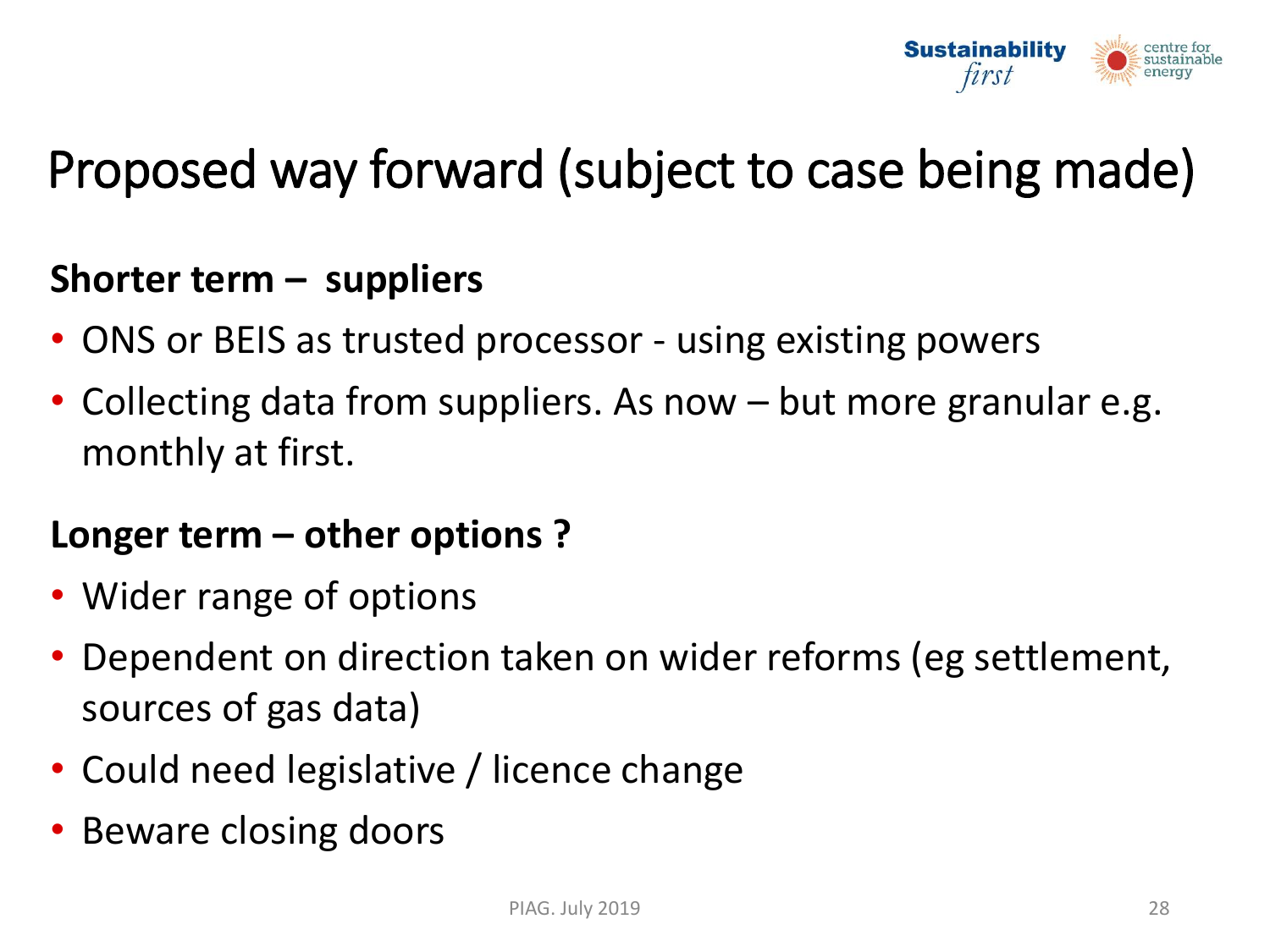# Proposed way forward (subject to case being made)

**Shorter term – suppliers**

- ONS or BEIS as trusted processor - using existing powers
- Collecting data from suppliers. As now – but more granular e.g. monthly at first.

**Longer term – other options ?**

- Wider range of options
- Dependent on direction taken on wider reforms (eg settlement, sources of gas data)
- Could need legislative / licence change
- Beware closing doors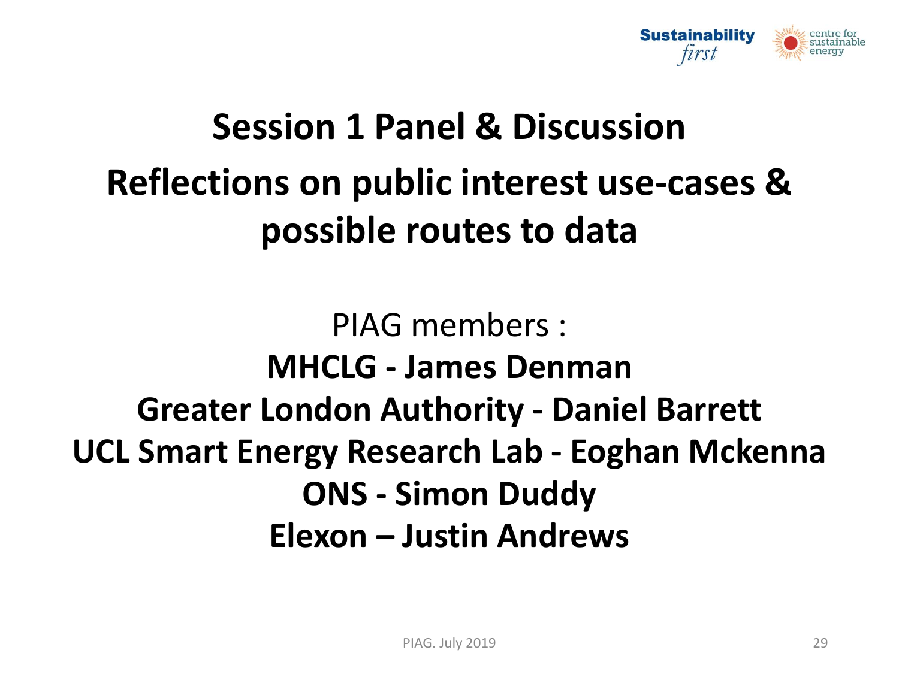# Session 1 Panel & Discussion

## Reflections on public interest use-cases & possible routes to data

PIAG members :

**MHCLG - James Denman**

**Greater London Authority - Daniel Barrett**

**UCL Smart Energy Research Lab - Eoghan Mckenna**

**ONS - Simon Duddy**

**Elexon – Justin Andrews**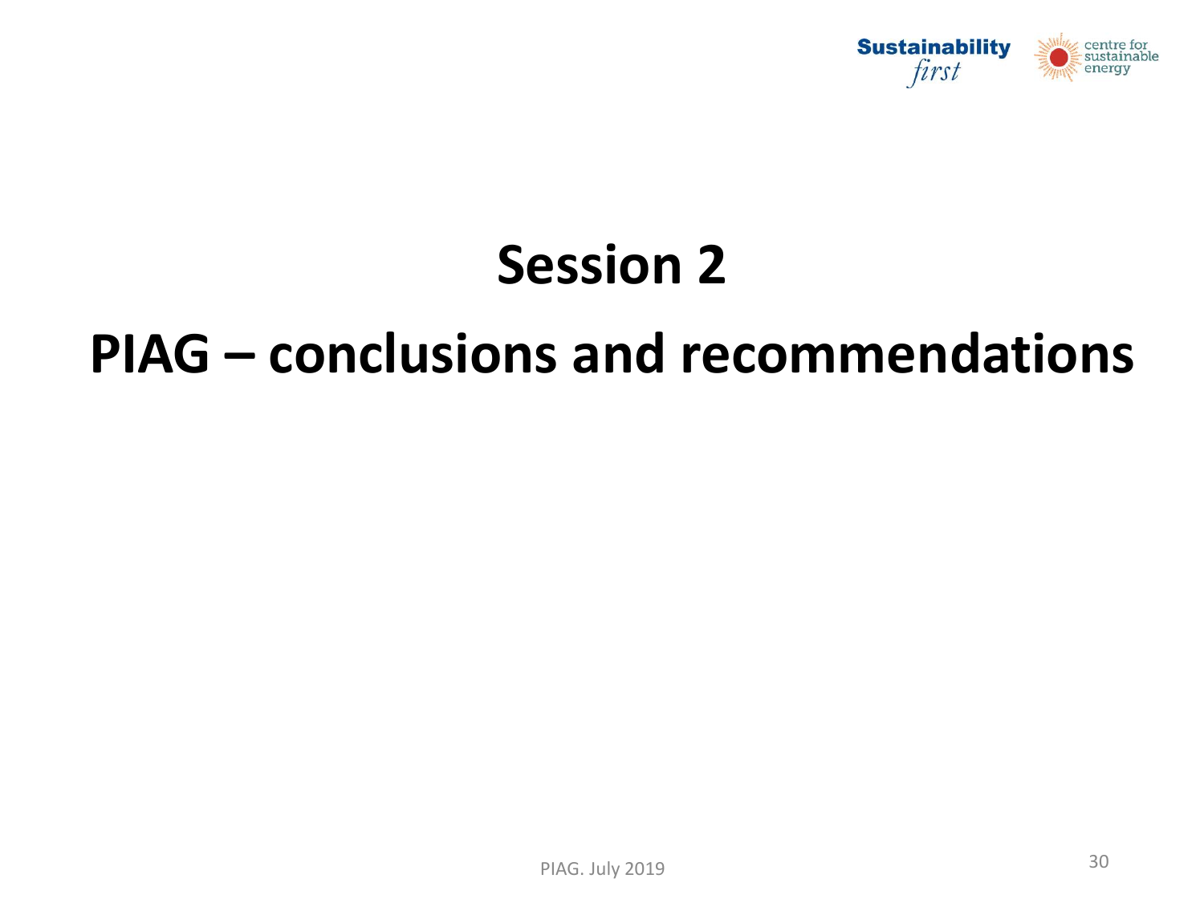# Session 2

# PIAG – conclusions and recommendations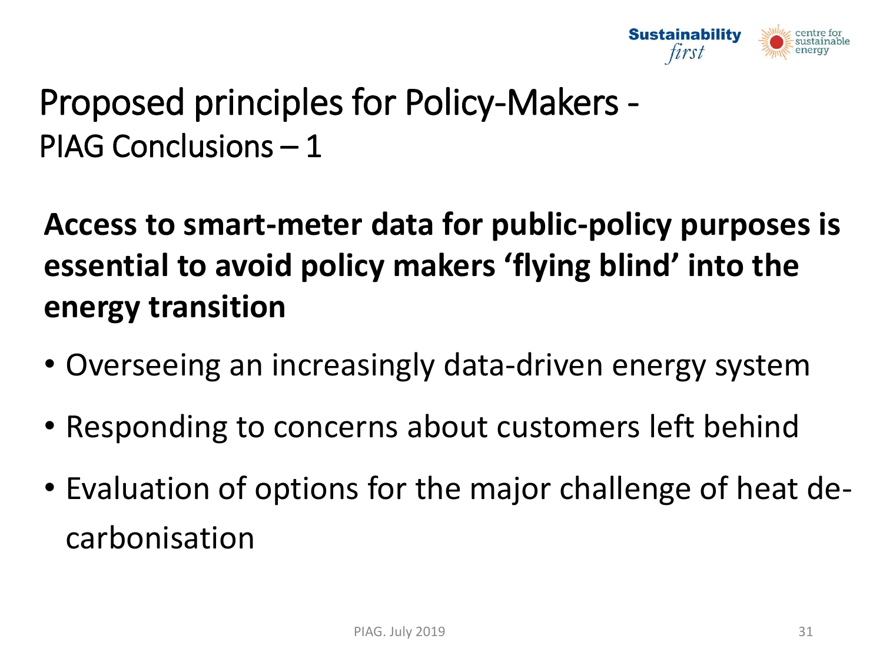# Proposed principles for Policy-Makers - PIAG Conclusions – 1

**Access to smart-meter data for public-policy purposes is essential to avoid policy makers 'flying blind' into the energy transition**

- Overseeing an increasingly data-driven energy system
- Responding to concerns about customers left behind
- Evaluation of options for the major challenge of heat de-carbonisation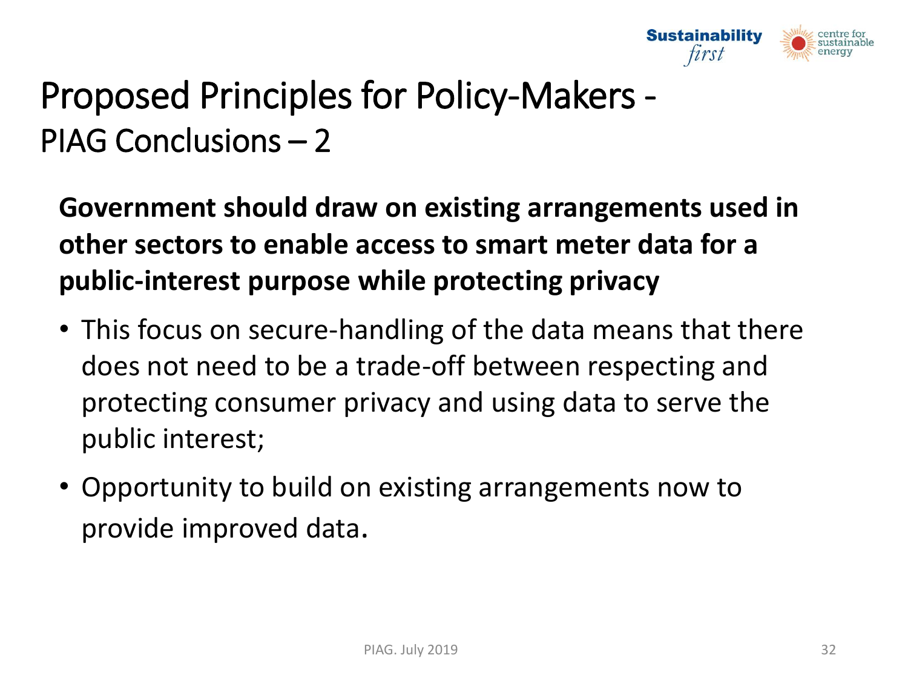# Proposed Principles for Policy-Makers - 
## PIAG Conclusions – 2

**Government should draw on existing arrangements used in other sectors to enable access to smart meter data for a public-interest purpose while protecting privacy**

- This focus on secure-handling of the data means that there does not need to be a trade-off between respecting and protecting consumer privacy and using data to serve the public interest;
- Opportunity to build on existing arrangements now to provide improved data.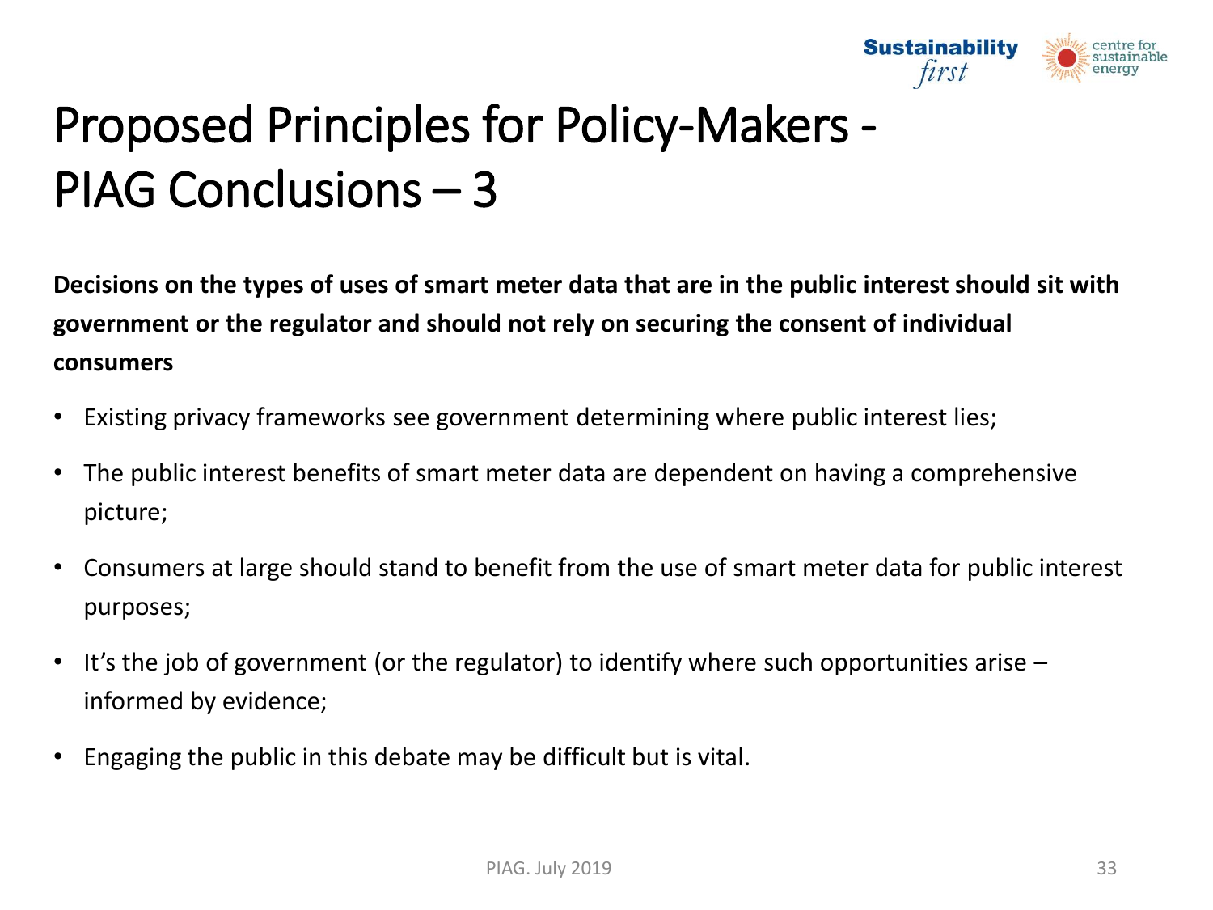# Proposed Principles for Policy-Makers - PIAG Conclusions – 3

**Decisions on the types of uses of smart meter data that are in the public interest should sit with government or the regulator and should not rely on securing the consent of individual consumers**

- Existing privacy frameworks see government determining where public interest lies;
- The public interest benefits of smart meter data are dependent on having a comprehensive picture;
- Consumers at large should stand to benefit from the use of smart meter data for public interest purposes;
- It's the job of government (or the regulator) to identify where such opportunities arise – informed by evidence;
- Engaging the public in this debate may be difficult but is vital.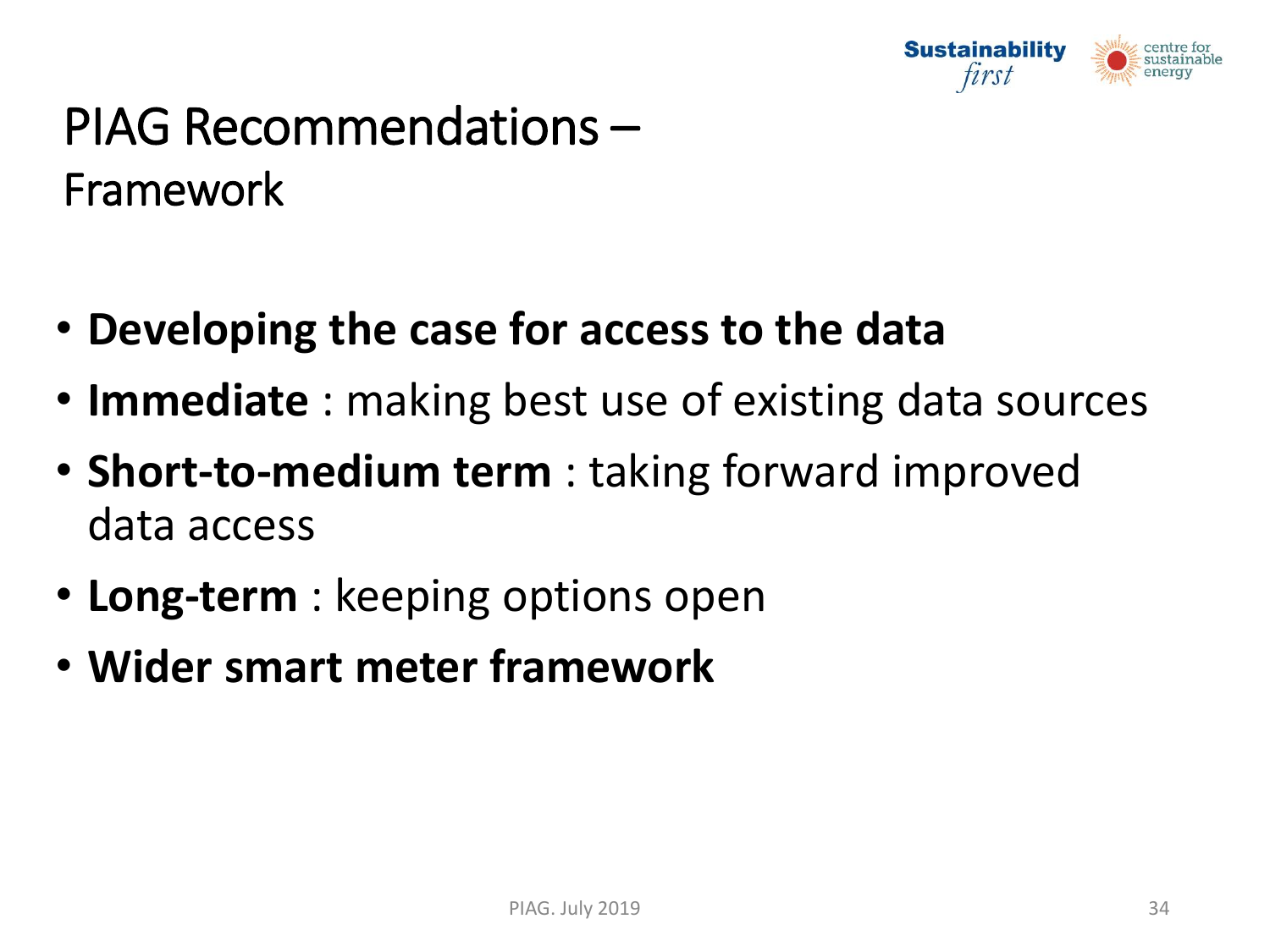# PIAG Recommendations – Framework

- **Developing the case for access to the data**
- **Immediate** : making best use of existing data sources
- **Short-to-medium term** : taking forward improved data access
- **Long-term** : keeping options open
- **Wider smart meter framework**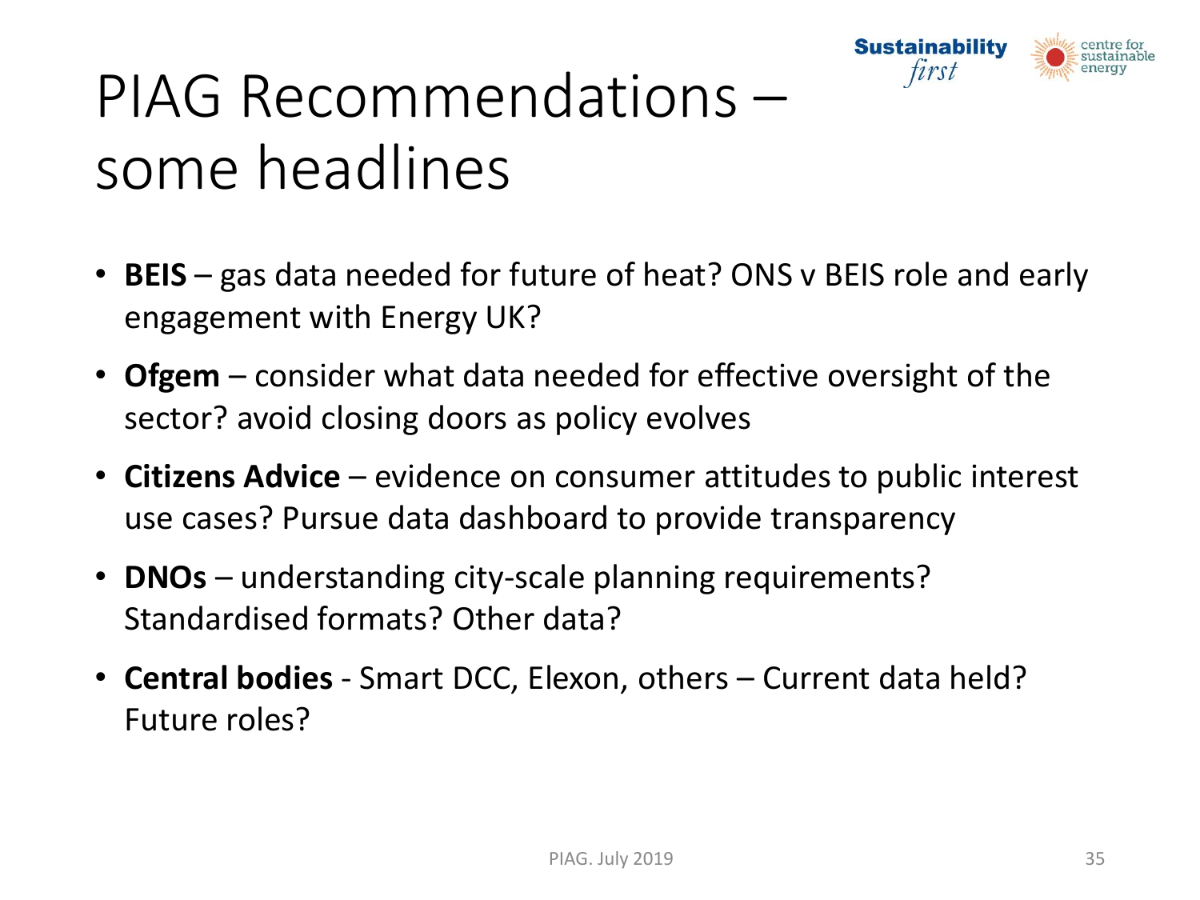# PIAG Recommendations – some headlines

- **BEIS** – gas data needed for future of heat? ONS v BEIS role and early engagement with Energy UK?
- **Ofgem** – consider what data needed for effective oversight of the sector? avoid closing doors as policy evolves
- **Citizens Advice** – evidence on consumer attitudes to public interest use cases? Pursue data dashboard to provide transparency
- **DNOs** – understanding city-scale planning requirements? Standardised formats? Other data?
- **Central bodies** - Smart DCC, Elexon, others – Current data held? Future roles?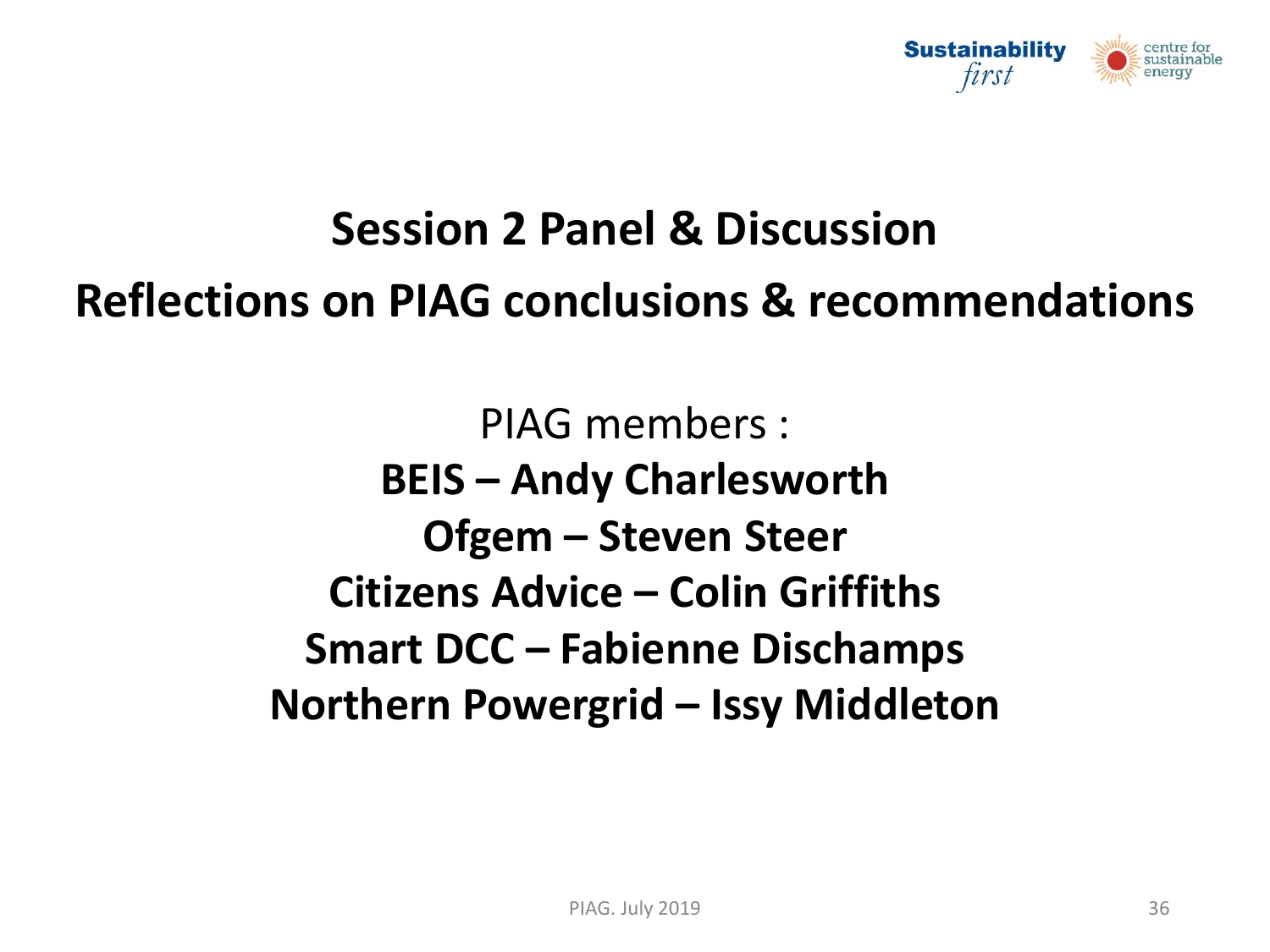# Session 2 Panel & Discussion

## Reflections on PIAG conclusions & recommendations

PIAG members :

**BEIS – Andy Charlesworth**

**Ofgem – Steven Steer**

**Citizens Advice – Colin Griffiths**

**Smart DCC – Fabienne Dischamps**

**Northern Powergrid – Issy Middleton**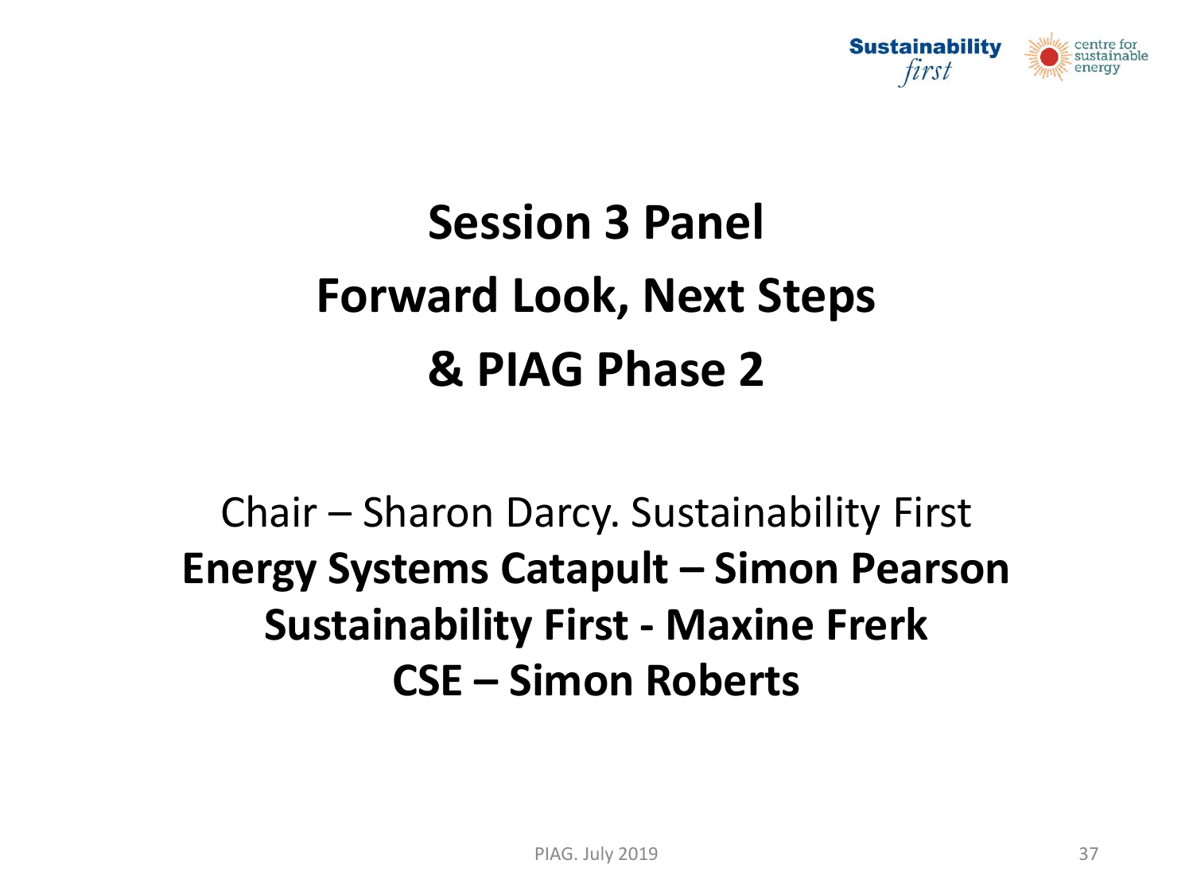# Session 3 Panel
# Forward Look, Next Steps
# & PIAG Phase 2

Chair – Sharon Darcy. Sustainability First

**Energy Systems Catapult – Simon Pearson**

**Sustainability First - Maxine Frerk**

**CSE – Simon Roberts**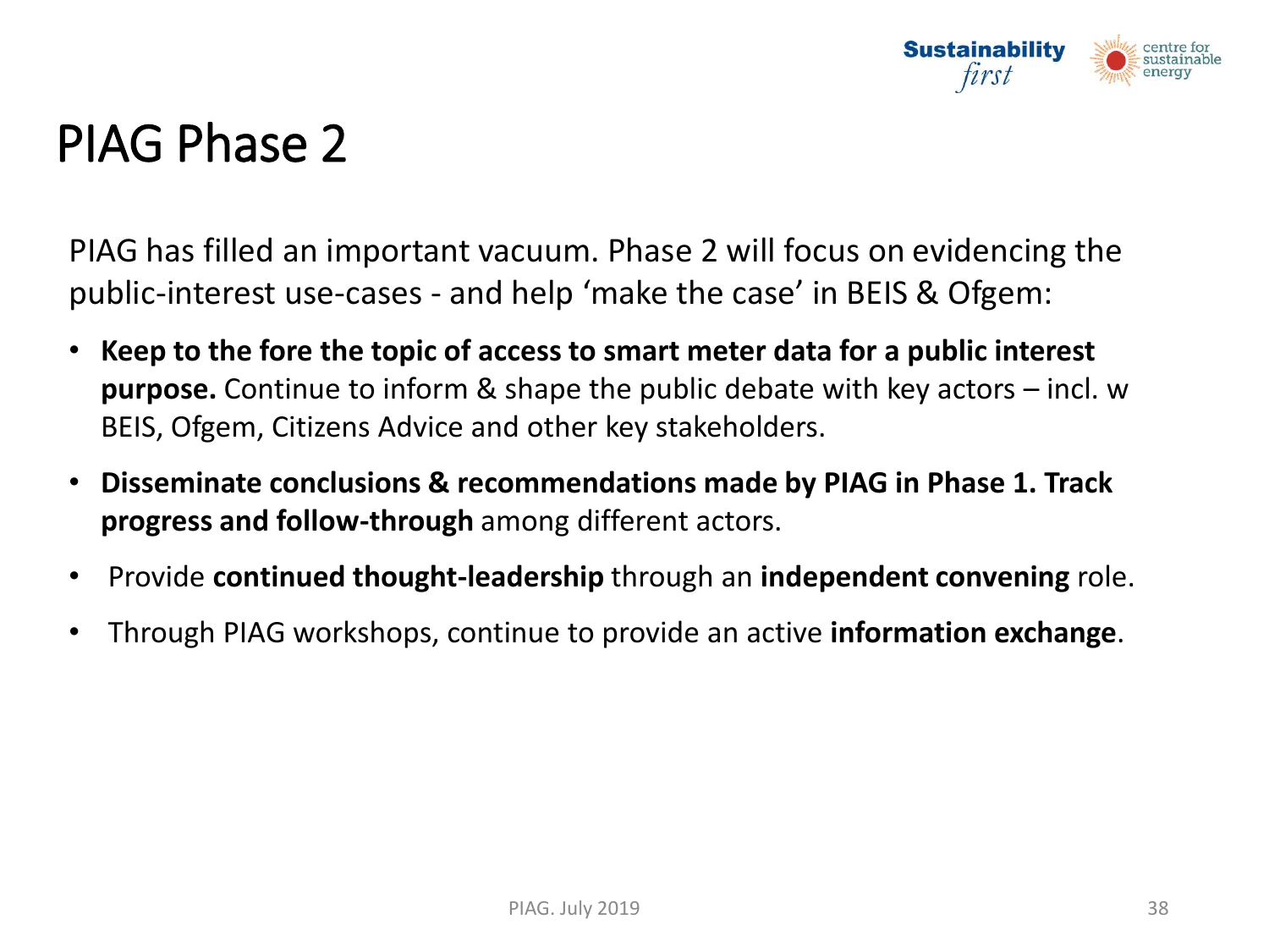# PIAG Phase 2

PIAG has filled an important vacuum. Phase 2 will focus on evidencing the public-interest use-cases - and help 'make the case' in BEIS & Ofgem:

- **Keep to the fore the topic of access to smart meter data for a public interest purpose.** Continue to inform & shape the public debate with key actors – incl. w BEIS, Ofgem, Citizens Advice and other key stakeholders.
- **Disseminate conclusions & recommendations made by PIAG in Phase 1. Track progress and follow-through** among different actors.
- Provide **continued thought-leadership** through an **independent convening** role.
- Through PIAG workshops, continue to provide an active **information exchange**.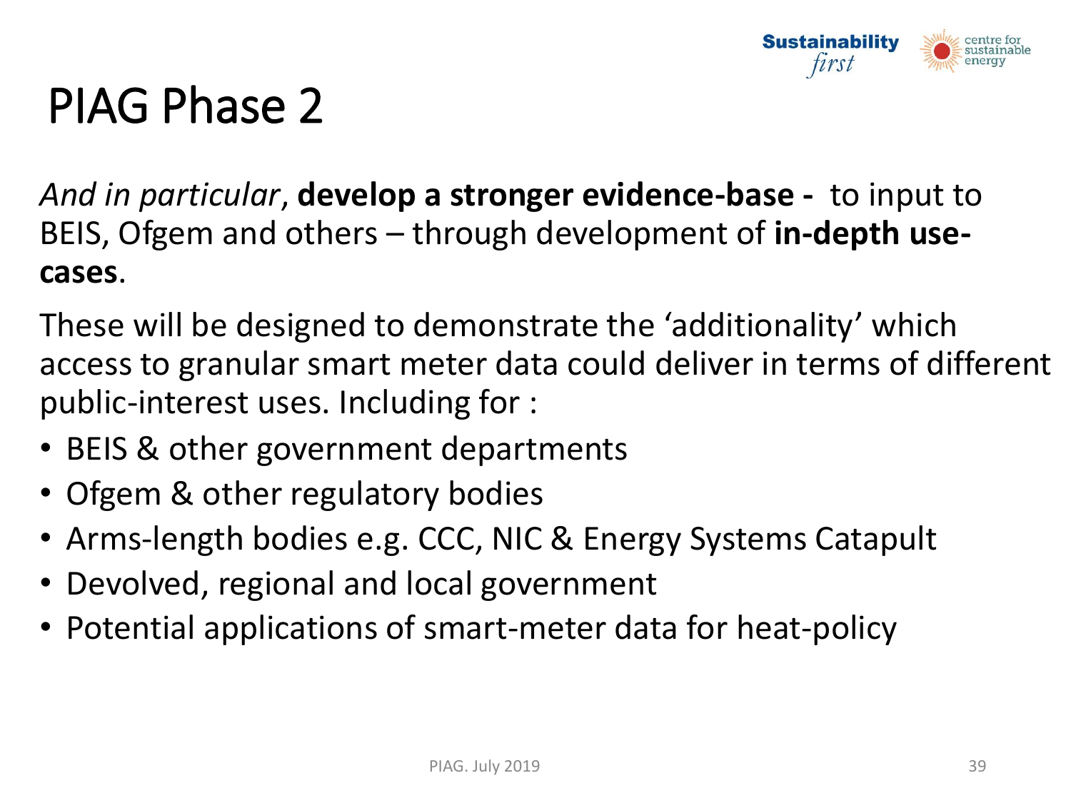# PIAG Phase 2

*And in particular*, **develop a stronger evidence-base -** to input to BEIS, Ofgem and others – through development of **in-depth use-cases**.

These will be designed to demonstrate the 'additionality' which access to granular smart meter data could deliver in terms of different public-interest uses. Including for :

- BEIS & other government departments
- Ofgem & other regulatory bodies
- Arms-length bodies e.g. CCC, NIC & Energy Systems Catapult
- Devolved, regional and local government
- Potential applications of smart-meter data for heat-policy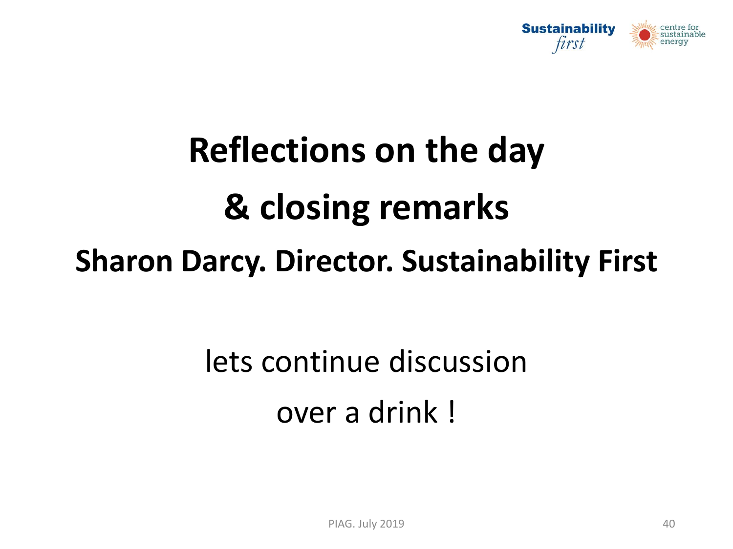# Reflections on the day
# & closing remarks

## Sharon Darcy. Director. Sustainability First

lets continue discussion

over a drink !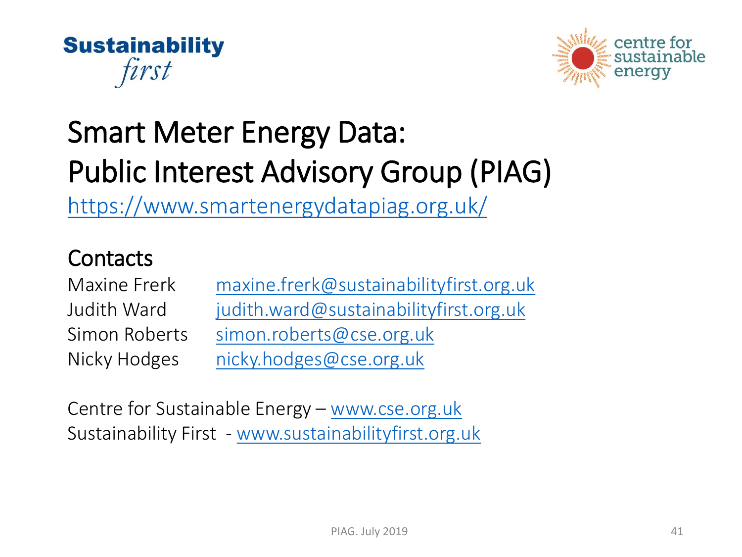Sustainability *first*

centre for sustainable energy

# Smart Meter Energy Data: Public Interest Advisory Group (PIAG)

https://www.smartenergydatapiag.org.uk/

## Contacts

| | |
|---|---|
| Maxine Frerk | maxine.frerk@sustainabilityfirst.org.uk |
| Judith Ward | judith.ward@sustainabilityfirst.org.uk |
| Simon Roberts | simon.roberts@cse.org.uk |
| Nicky Hodges | nicky.hodges@cse.org.uk |

Centre for Sustainable Energy – www.cse.org.uk
Sustainability First - www.sustainabilityfirst.org.uk